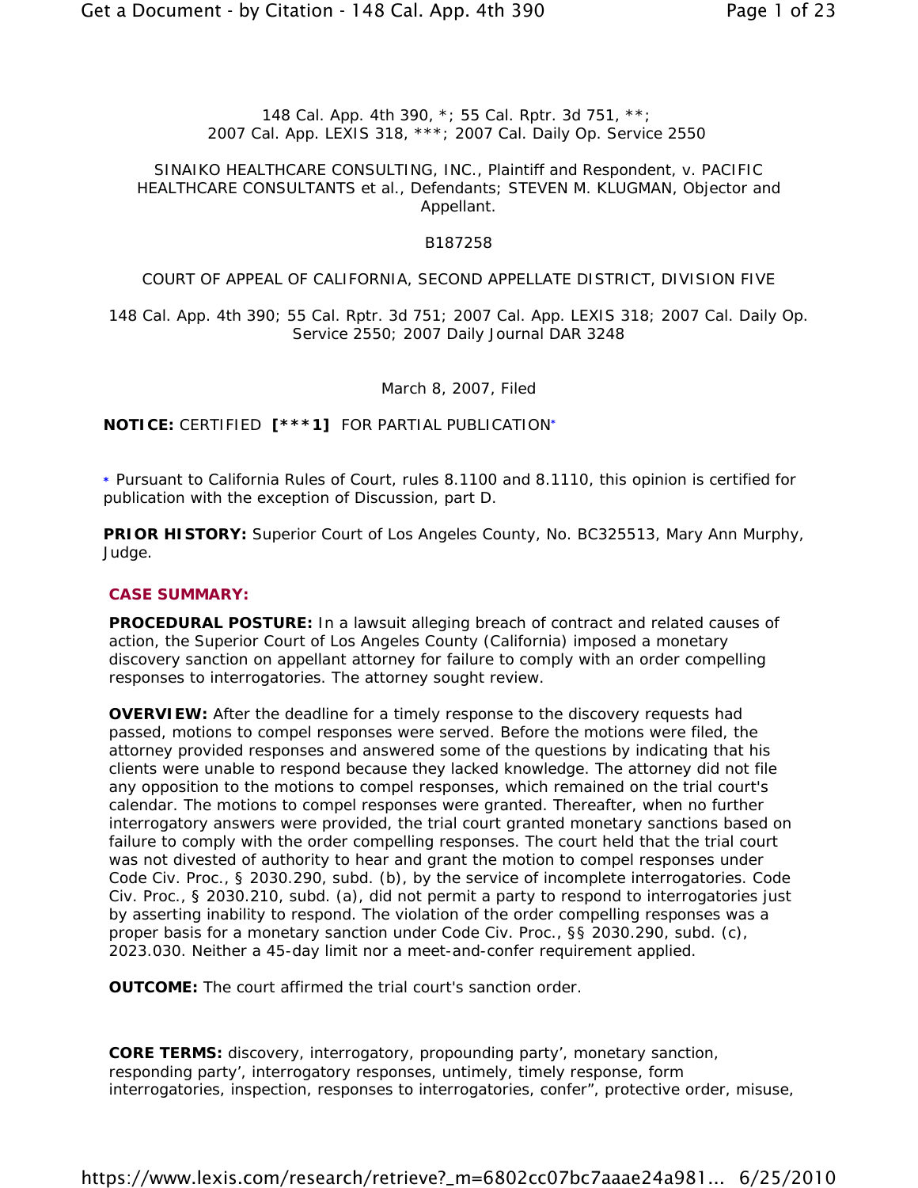148 Cal. App. 4th 390, *; 55 Cal. Rptr. 3d 751, **;
2007 Cal. App. LEXIS 318, ***; 2007 Cal. Daily Op. Service 2550

SINAIKO HEALTHCARE CONSULTING, INC., Plaintiff and Respondent, v. PACIFIC HEALTHCARE CONSULTANTS et al., Defendants; STEVEN M. KLUGMAN, Objector and Appellant.

B187258

COURT OF APPEAL OF CALIFORNIA, SECOND APPELLATE DISTRICT, DIVISION FIVE

148 Cal. App. 4th 390; 55 Cal. Rptr. 3d 751; 2007 Cal. App. LEXIS 318; 2007 Cal. Daily Op. Service 2550; 2007 Daily Journal DAR 3248

March 8, 2007, Filed

**NOTICE:** CERTIFIED **[***1]** FOR PARTIAL PUBLICATION*

\* Pursuant to California Rules of Court, rules 8.1100 and 8.1110, this opinion is certified for publication with the exception of Discussion, part D.

**PRIOR HISTORY:** Superior Court of Los Angeles County, No. BC325513, Mary Ann Murphy, Judge.

**CASE SUMMARY:**

**PROCEDURAL POSTURE:** In a lawsuit alleging breach of contract and related causes of action, the Superior Court of Los Angeles County (California) imposed a monetary discovery sanction on appellant attorney for failure to comply with an order compelling responses to interrogatories. The attorney sought review.

**OVERVIEW:** After the deadline for a timely response to the discovery requests had passed, motions to compel responses were served. Before the motions were filed, the attorney provided responses and answered some of the questions by indicating that his clients were unable to respond because they lacked knowledge. The attorney did not file any opposition to the motions to compel responses, which remained on the trial court's calendar. The motions to compel responses were granted. Thereafter, when no further interrogatory answers were provided, the trial court granted monetary sanctions based on failure to comply with the order compelling responses. The court held that the trial court was not divested of authority to hear and grant the motion to compel responses under Code Civ. Proc., § 2030.290, subd. (b), by the service of incomplete interrogatories. Code Civ. Proc., § 2030.210, subd. (a), did not permit a party to respond to interrogatories just by asserting inability to respond. The violation of the order compelling responses was a proper basis for a monetary sanction under Code Civ. Proc., §§ 2030.290, subd. (c), 2023.030. Neither a 45-day limit nor a meet-and-confer requirement applied.

**OUTCOME:** The court affirmed the trial court's sanction order.

**CORE TERMS:** discovery, interrogatory, propounding party', monetary sanction, responding party', interrogatory responses, untimely, timely response, form interrogatories, inspection, responses to interrogatories, confer", protective order, misuse,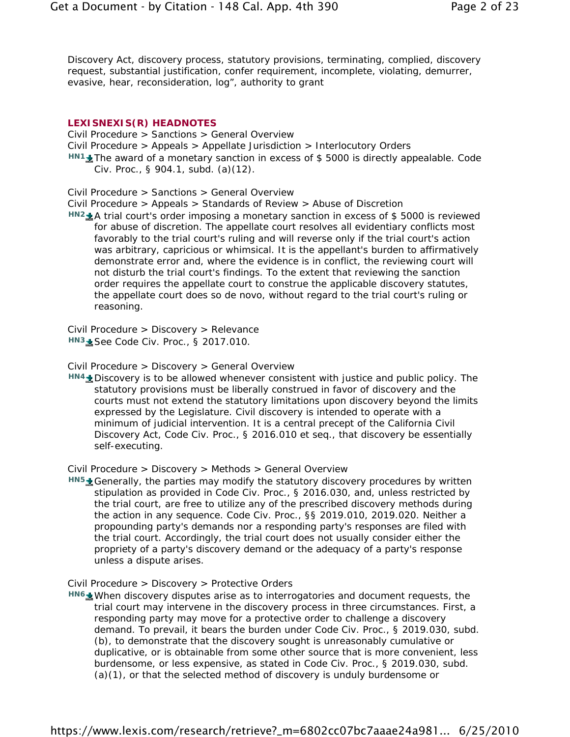Discovery Act, discovery process, statutory provisions, terminating, complied, discovery request, substantial justification, confer requirement, incomplete, violating, demurrer, evasive, hear, reconsideration, log", authority to grant

## LEXISNEXIS(R) HEADNOTES

Civil Procedure > Sanctions > General Overview
Civil Procedure > Appeals > Appellate Jurisdiction > Interlocutory Orders

**HN1** The award of a monetary sanction in excess of $ 5000 is directly appealable. Code Civ. Proc., § 904.1, subd. (a)(12).

Civil Procedure > Sanctions > General Overview
Civil Procedure > Appeals > Standards of Review > Abuse of Discretion

**HN2** A trial court's order imposing a monetary sanction in excess of $ 5000 is reviewed for abuse of discretion. The appellate court resolves all evidentiary conflicts most favorably to the trial court's ruling and will reverse only if the trial court's action was arbitrary, capricious or whimsical. It is the appellant's burden to affirmatively demonstrate error and, where the evidence is in conflict, the reviewing court will not disturb the trial court's findings. To the extent that reviewing the sanction order requires the appellate court to construe the applicable discovery statutes, the appellate court does so de novo, without regard to the trial court's ruling or reasoning.

Civil Procedure > Discovery > Relevance

**HN3** See Code Civ. Proc., § 2017.010.

Civil Procedure > Discovery > General Overview

**HN4** Discovery is to be allowed whenever consistent with justice and public policy. The statutory provisions must be liberally construed in favor of discovery and the courts must not extend the statutory limitations upon discovery beyond the limits expressed by the Legislature. Civil discovery is intended to operate with a minimum of judicial intervention. It is a central precept of the California Civil Discovery Act, Code Civ. Proc., § 2016.010 et seq., that discovery be essentially self-executing.

Civil Procedure > Discovery > Methods > General Overview

**HN5** Generally, the parties may modify the statutory discovery procedures by written stipulation as provided in Code Civ. Proc., § 2016.030, and, unless restricted by the trial court, are free to utilize any of the prescribed discovery methods during the action in any sequence. Code Civ. Proc., §§ 2019.010, 2019.020. Neither a propounding party's demands nor a responding party's responses are filed with the trial court. Accordingly, the trial court does not usually consider either the propriety of a party's discovery demand or the adequacy of a party's response unless a dispute arises.

Civil Procedure > Discovery > Protective Orders

**HN6** When discovery disputes arise as to interrogatories and document requests, the trial court may intervene in the discovery process in three circumstances. First, a responding party may move for a protective order to challenge a discovery demand. To prevail, it bears the burden under Code Civ. Proc., § 2019.030, subd. (b), to demonstrate that the discovery sought is unreasonably cumulative or duplicative, or is obtainable from some other source that is more convenient, less burdensome, or less expensive, as stated in Code Civ. Proc., § 2019.030, subd. (a)(1), or that the selected method of discovery is unduly burdensome or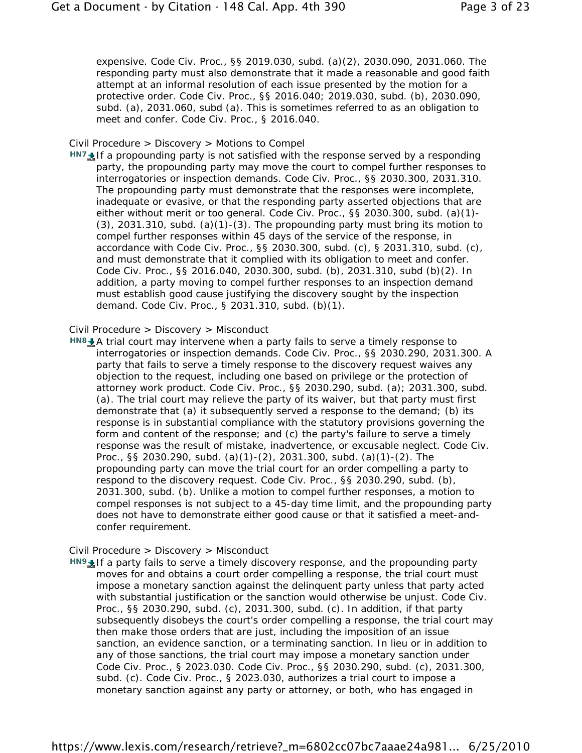expensive. Code Civ. Proc., §§ 2019.030, subd. (a)(2), 2030.090, 2031.060. The responding party must also demonstrate that it made a reasonable and good faith attempt at an informal resolution of each issue presented by the motion for a protective order. Code Civ. Proc., §§ 2016.040; 2019.030, subd. (b), 2030.090, subd. (a), 2031.060, subd (a). This is sometimes referred to as an obligation to meet and confer. Code Civ. Proc., § 2016.040.

Civil Procedure > Discovery > Motions to Compel

**HN7** If a propounding party is not satisfied with the response served by a responding party, the propounding party may move the court to compel further responses to interrogatories or inspection demands. Code Civ. Proc., §§ 2030.300, 2031.310. The propounding party must demonstrate that the responses were incomplete, inadequate or evasive, or that the responding party asserted objections that are either without merit or too general. Code Civ. Proc., §§ 2030.300, subd. (a)(1)-(3), 2031.310, subd. (a)(1)-(3). The propounding party must bring its motion to compel further responses within 45 days of the service of the response, in accordance with Code Civ. Proc., §§ 2030.300, subd. (c), § 2031.310, subd. (c), and must demonstrate that it complied with its obligation to meet and confer. Code Civ. Proc., §§ 2016.040, 2030.300, subd. (b), 2031.310, subd (b)(2). In addition, a party moving to compel further responses to an inspection demand must establish good cause justifying the discovery sought by the inspection demand. Code Civ. Proc., § 2031.310, subd. (b)(1).

Civil Procedure > Discovery > Misconduct

**HN8** A trial court may intervene when a party fails to serve a timely response to interrogatories or inspection demands. Code Civ. Proc., §§ 2030.290, 2031.300. A party that fails to serve a timely response to the discovery request waives any objection to the request, including one based on privilege or the protection of attorney work product. Code Civ. Proc., §§ 2030.290, subd. (a); 2031.300, subd. (a). The trial court may relieve the party of its waiver, but that party must first demonstrate that (a) it subsequently served a response to the demand; (b) its response is in substantial compliance with the statutory provisions governing the form and content of the response; and (c) the party's failure to serve a timely response was the result of mistake, inadvertence, or excusable neglect. Code Civ. Proc., §§ 2030.290, subd. (a)(1)-(2), 2031.300, subd. (a)(1)-(2). The propounding party can move the trial court for an order compelling a party to respond to the discovery request. Code Civ. Proc., §§ 2030.290, subd. (b), 2031.300, subd. (b). Unlike a motion to compel further responses, a motion to compel responses is not subject to a 45-day time limit, and the propounding party does not have to demonstrate either good cause or that it satisfied a meet-and-confer requirement.

Civil Procedure > Discovery > Misconduct

**HN9** If a party fails to serve a timely discovery response, and the propounding party moves for and obtains a court order compelling a response, the trial court must impose a monetary sanction against the delinquent party unless that party acted with substantial justification or the sanction would otherwise be unjust. Code Civ. Proc., §§ 2030.290, subd. (c), 2031.300, subd. (c). In addition, if that party subsequently disobeys the court's order compelling a response, the trial court may then make those orders that are just, including the imposition of an issue sanction, an evidence sanction, or a terminating sanction. In lieu or in addition to any of those sanctions, the trial court may impose a monetary sanction under Code Civ. Proc., § 2023.030. Code Civ. Proc., §§ 2030.290, subd. (c), 2031.300, subd. (c). Code Civ. Proc., § 2023.030, authorizes a trial court to impose a monetary sanction against any party or attorney, or both, who has engaged in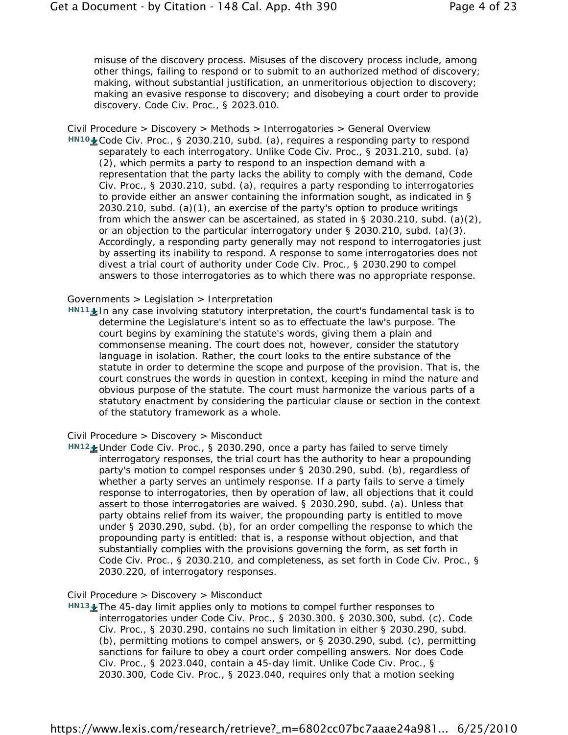misuse of the discovery process. Misuses of the discovery process include, among other things, failing to respond or to submit to an authorized method of discovery; making, without substantial justification, an unmeritorious objection to discovery; making an evasive response to discovery; and disobeying a court order to provide discovery. Code Civ. Proc., § 2023.010.

Civil Procedure > Discovery > Methods > Interrogatories > General Overview

**HN10** Code Civ. Proc., § 2030.210, subd. (a), requires a responding party to respond separately to each interrogatory. Unlike Code Civ. Proc., § 2031.210, subd. (a)(2), which permits a party to respond to an inspection demand with a representation that the party lacks the ability to comply with the demand, Code Civ. Proc., § 2030.210, subd. (a), requires a party responding to interrogatories to provide either an answer containing the information sought, as indicated in § 2030.210, subd. (a)(1), an exercise of the party's option to produce writings from which the answer can be ascertained, as stated in § 2030.210, subd. (a)(2), or an objection to the particular interrogatory under § 2030.210, subd. (a)(3). Accordingly, a responding party generally may not respond to interrogatories just by asserting its inability to respond. A response to some interrogatories does not divest a trial court of authority under Code Civ. Proc., § 2030.290 to compel answers to those interrogatories as to which there was no appropriate response.

Governments > Legislation > Interpretation

**HN11** In any case involving statutory interpretation, the court's fundamental task is to determine the Legislature's intent so as to effectuate the law's purpose. The court begins by examining the statute's words, giving them a plain and commonsense meaning. The court does not, however, consider the statutory language in isolation. Rather, the court looks to the entire substance of the statute in order to determine the scope and purpose of the provision. That is, the court construes the words in question in context, keeping in mind the nature and obvious purpose of the statute. The court must harmonize the various parts of a statutory enactment by considering the particular clause or section in the context of the statutory framework as a whole.

Civil Procedure > Discovery > Misconduct

**HN12** Under Code Civ. Proc., § 2030.290, once a party has failed to serve timely interrogatory responses, the trial court has the authority to hear a propounding party's motion to compel responses under § 2030.290, subd. (b), regardless of whether a party serves an untimely response. If a party fails to serve a timely response to interrogatories, then by operation of law, all objections that it could assert to those interrogatories are waived. § 2030.290, subd. (a). Unless that party obtains relief from its waiver, the propounding party is entitled to move under § 2030.290, subd. (b), for an order compelling the response to which the propounding party is entitled: that is, a response without objection, and that substantially complies with the provisions governing the form, as set forth in Code Civ. Proc., § 2030.210, and completeness, as set forth in Code Civ. Proc., § 2030.220, of interrogatory responses.

Civil Procedure > Discovery > Misconduct

**HN13** The 45-day limit applies only to motions to compel further responses to interrogatories under Code Civ. Proc., § 2030.300. § 2030.300, subd. (c). Code Civ. Proc., § 2030.290, contains no such limitation in either § 2030.290, subd. (b), permitting motions to compel answers, or § 2030.290, subd. (c), permitting sanctions for failure to obey a court order compelling answers. Nor does Code Civ. Proc., § 2023.040, contain a 45-day limit. Unlike Code Civ. Proc., § 2030.300, Code Civ. Proc., § 2023.040, requires only that a motion seeking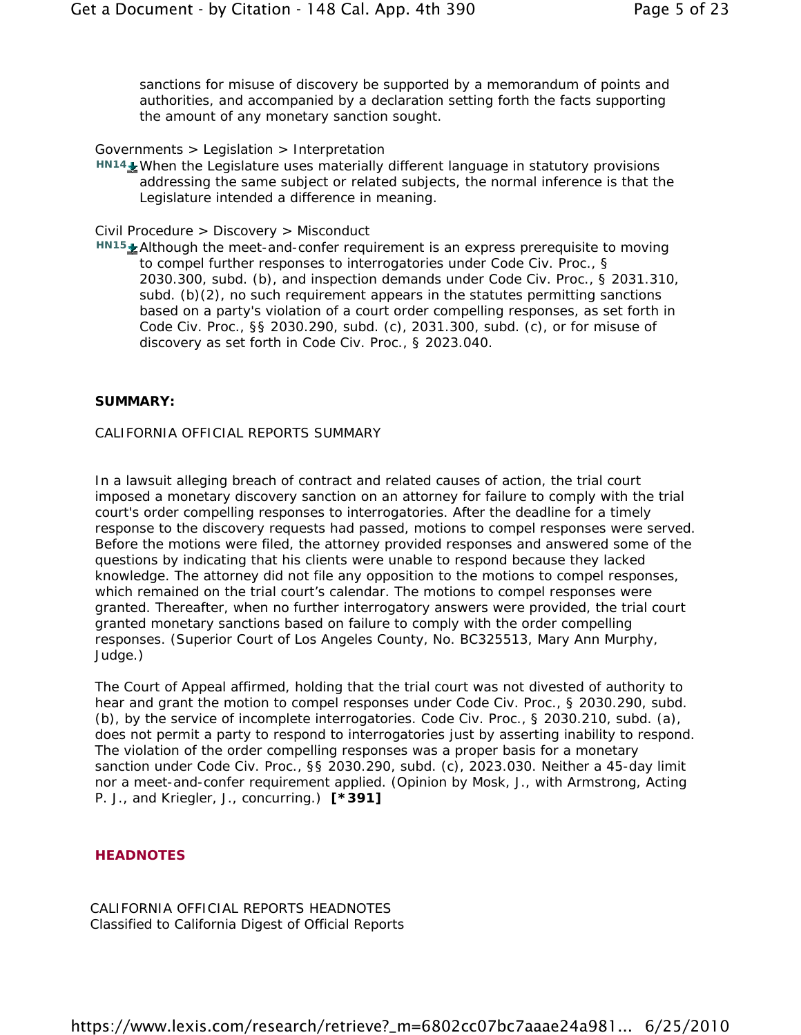sanctions for misuse of discovery be supported by a memorandum of points and authorities, and accompanied by a declaration setting forth the facts supporting the amount of any monetary sanction sought.

Governments > Legislation > Interpretation

**HN14** When the Legislature uses materially different language in statutory provisions addressing the same subject or related subjects, the normal inference is that the Legislature intended a difference in meaning.

Civil Procedure > Discovery > Misconduct

**HN15** Although the meet-and-confer requirement is an express prerequisite to moving to compel further responses to interrogatories under Code Civ. Proc., § 2030.300, subd. (b), and inspection demands under Code Civ. Proc., § 2031.310, subd. (b)(2), no such requirement appears in the statutes permitting sanctions based on a party's violation of a court order compelling responses, as set forth in Code Civ. Proc., §§ 2030.290, subd. (c), 2031.300, subd. (c), or for misuse of discovery as set forth in Code Civ. Proc., § 2023.040.

**SUMMARY:**

CALIFORNIA OFFICIAL REPORTS SUMMARY

In a lawsuit alleging breach of contract and related causes of action, the trial court imposed a monetary discovery sanction on an attorney for failure to comply with the trial court's order compelling responses to interrogatories. After the deadline for a timely response to the discovery requests had passed, motions to compel responses were served. Before the motions were filed, the attorney provided responses and answered some of the questions by indicating that his clients were unable to respond because they lacked knowledge. The attorney did not file any opposition to the motions to compel responses, which remained on the trial court's calendar. The motions to compel responses were granted. Thereafter, when no further interrogatory answers were provided, the trial court granted monetary sanctions based on failure to comply with the order compelling responses. (Superior Court of Los Angeles County, No. BC325513, Mary Ann Murphy, Judge.)

The Court of Appeal affirmed, holding that the trial court was not divested of authority to hear and grant the motion to compel responses under Code Civ. Proc., § 2030.290, subd. (b), by the service of incomplete interrogatories. Code Civ. Proc., § 2030.210, subd. (a), does not permit a party to respond to interrogatories just by asserting inability to respond. The violation of the order compelling responses was a proper basis for a monetary sanction under Code Civ. Proc., §§ 2030.290, subd. (c), 2023.030. Neither a 45-day limit nor a meet-and-confer requirement applied. (Opinion by Mosk, J., with Armstrong, Acting P. J., and Kriegler, J., concurring.) **[*391]**

## HEADNOTES

CALIFORNIA OFFICIAL REPORTS HEADNOTES
Classified to California Digest of Official Reports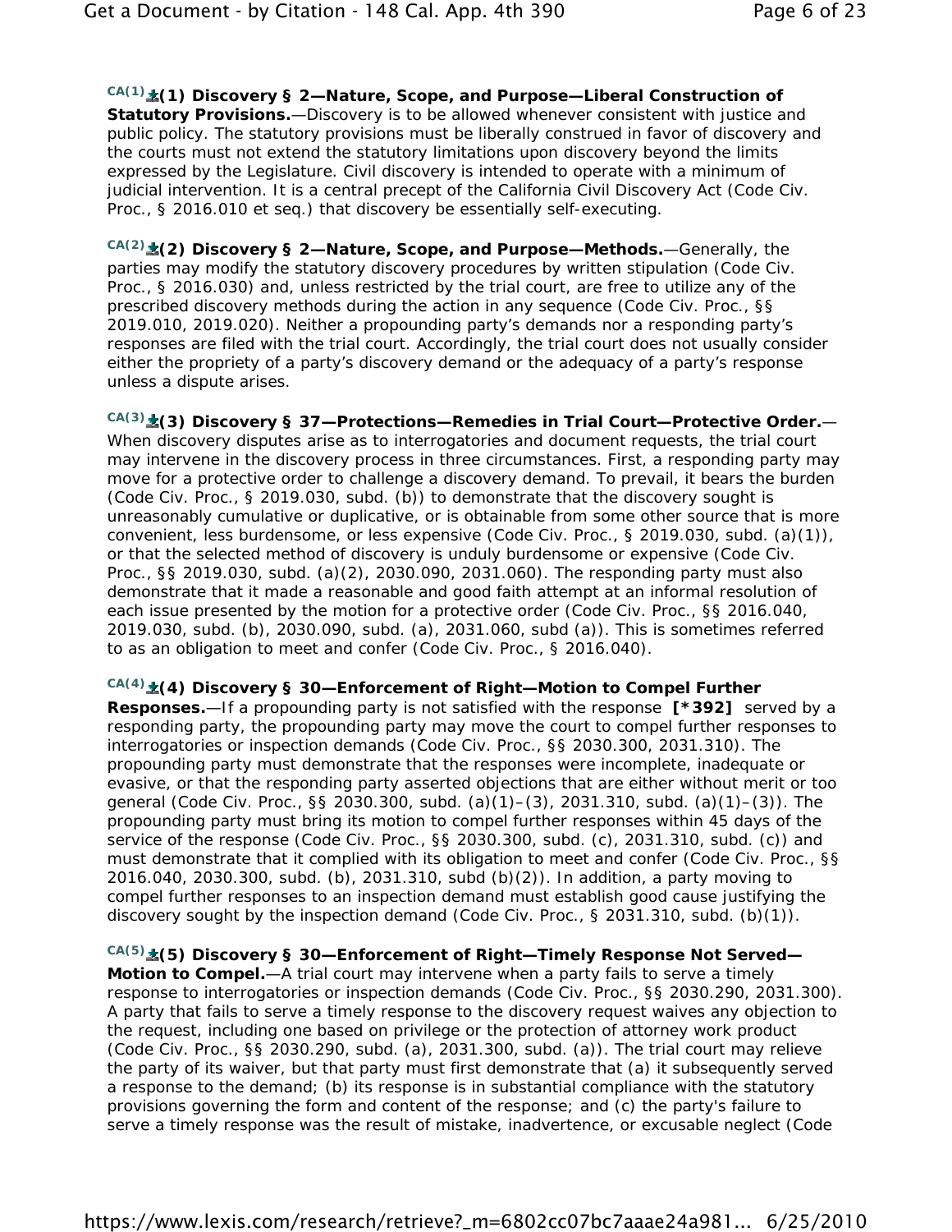CA(1) **(1) Discovery § 2—Nature, Scope, and Purpose—Liberal Construction of Statutory Provisions.**—Discovery is to be allowed whenever consistent with justice and public policy. The statutory provisions must be liberally construed in favor of discovery and the courts must not extend the statutory limitations upon discovery beyond the limits expressed by the Legislature. Civil discovery is intended to operate with a minimum of judicial intervention. It is a central precept of the California Civil Discovery Act (Code Civ. Proc., § 2016.010 et seq.) that discovery be essentially self-executing.

CA(2) **(2) Discovery § 2—Nature, Scope, and Purpose—Methods.**—Generally, the parties may modify the statutory discovery procedures by written stipulation (Code Civ. Proc., § 2016.030) and, unless restricted by the trial court, are free to utilize any of the prescribed discovery methods during the action in any sequence (Code Civ. Proc., §§ 2019.010, 2019.020). Neither a propounding party's demands nor a responding party's responses are filed with the trial court. Accordingly, the trial court does not usually consider either the propriety of a party's discovery demand or the adequacy of a party's response unless a dispute arises.

CA(3) **(3) Discovery § 37—Protections—Remedies in Trial Court—Protective Order.**—When discovery disputes arise as to interrogatories and document requests, the trial court may intervene in the discovery process in three circumstances. First, a responding party may move for a protective order to challenge a discovery demand. To prevail, it bears the burden (Code Civ. Proc., § 2019.030, subd. (b)) to demonstrate that the discovery sought is unreasonably cumulative or duplicative, or is obtainable from some other source that is more convenient, less burdensome, or less expensive (Code Civ. Proc., § 2019.030, subd. (a)(1)), or that the selected method of discovery is unduly burdensome or expensive (Code Civ. Proc., §§ 2019.030, subd. (a)(2), 2030.090, 2031.060). The responding party must also demonstrate that it made a reasonable and good faith attempt at an informal resolution of each issue presented by the motion for a protective order (Code Civ. Proc., §§ 2016.040, 2019.030, subd. (b), 2030.090, subd. (a), 2031.060, subd (a)). This is sometimes referred to as an obligation to meet and confer (Code Civ. Proc., § 2016.040).

CA(4) **(4) Discovery § 30—Enforcement of Right—Motion to Compel Further Responses.**—If a propounding party is not satisfied with the response **[*392]** served by a responding party, the propounding party may move the court to compel further responses to interrogatories or inspection demands (Code Civ. Proc., §§ 2030.300, 2031.310). The propounding party must demonstrate that the responses were incomplete, inadequate or evasive, or that the responding party asserted objections that are either without merit or too general (Code Civ. Proc., §§ 2030.300, subd. (a)(1)–(3), 2031.310, subd. (a)(1)–(3)). The propounding party must bring its motion to compel further responses within 45 days of the service of the response (Code Civ. Proc., §§ 2030.300, subd. (c), 2031.310, subd. (c)) and must demonstrate that it complied with its obligation to meet and confer (Code Civ. Proc., §§ 2016.040, 2030.300, subd. (b), 2031.310, subd (b)(2)). In addition, a party moving to compel further responses to an inspection demand must establish good cause justifying the discovery sought by the inspection demand (Code Civ. Proc., § 2031.310, subd. (b)(1)).

CA(5) **(5) Discovery § 30—Enforcement of Right—Timely Response Not Served—Motion to Compel.**—A trial court may intervene when a party fails to serve a timely response to interrogatories or inspection demands (Code Civ. Proc., §§ 2030.290, 2031.300). A party that fails to serve a timely response to the discovery request waives any objection to the request, including one based on privilege or the protection of attorney work product (Code Civ. Proc., §§ 2030.290, subd. (a), 2031.300, subd. (a)). The trial court may relieve the party of its waiver, but that party must first demonstrate that (a) it subsequently served a response to the demand; (b) its response is in substantial compliance with the statutory provisions governing the form and content of the response; and (c) the party's failure to serve a timely response was the result of mistake, inadvertence, or excusable neglect (Code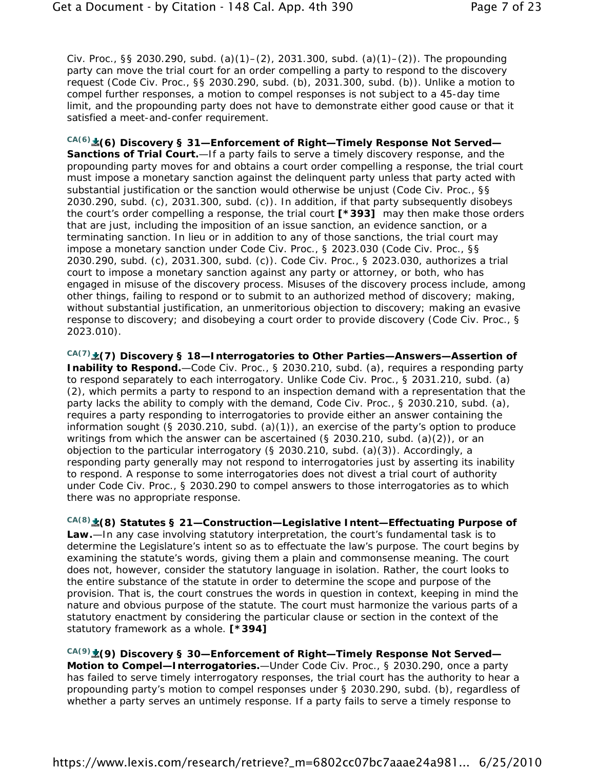Civ. Proc., §§ 2030.290, subd. (a)(1)–(2), 2031.300, subd. (a)(1)–(2)). The propounding party can move the trial court for an order compelling a party to respond to the discovery request (Code Civ. Proc., §§ 2030.290, subd. (b), 2031.300, subd. (b)). Unlike a motion to compel further responses, a motion to compel responses is not subject to a 45-day time limit, and the propounding party does not have to demonstrate either good cause or that it satisfied a meet-and-confer requirement.

CA(6) **(6) Discovery § 31—Enforcement of Right—Timely Response Not Served—Sanctions of Trial Court.**—If a party fails to serve a timely discovery response, and the propounding party moves for and obtains a court order compelling a response, the trial court must impose a monetary sanction against the delinquent party unless that party acted with substantial justification or the sanction would otherwise be unjust (Code Civ. Proc., §§ 2030.290, subd. (c), 2031.300, subd. (c)). In addition, if that party subsequently disobeys the court's order compelling a response, the trial court **[*393]** may then make those orders that are just, including the imposition of an issue sanction, an evidence sanction, or a terminating sanction. In lieu or in addition to any of those sanctions, the trial court may impose a monetary sanction under Code Civ. Proc., § 2023.030 (Code Civ. Proc., §§ 2030.290, subd. (c), 2031.300, subd. (c)). Code Civ. Proc., § 2023.030, authorizes a trial court to impose a monetary sanction against any party or attorney, or both, who has engaged in misuse of the discovery process. Misuses of the discovery process include, among other things, failing to respond or to submit to an authorized method of discovery; making, without substantial justification, an unmeritorious objection to discovery; making an evasive response to discovery; and disobeying a court order to provide discovery (Code Civ. Proc., § 2023.010).

CA(7) **(7) Discovery § 18—Interrogatories to Other Parties—Answers—Assertion of Inability to Respond.**—Code Civ. Proc., § 2030.210, subd. (a), requires a responding party to respond separately to each interrogatory. Unlike Code Civ. Proc., § 2031.210, subd. (a)(2), which permits a party to respond to an inspection demand with a representation that the party lacks the ability to comply with the demand, Code Civ. Proc., § 2030.210, subd. (a), requires a party responding to interrogatories to provide either an answer containing the information sought (§ 2030.210, subd. (a)(1)), an exercise of the party's option to produce writings from which the answer can be ascertained (§ 2030.210, subd. (a)(2)), or an objection to the particular interrogatory (§ 2030.210, subd. (a)(3)). Accordingly, a responding party generally may not respond to interrogatories just by asserting its inability to respond. A response to some interrogatories does not divest a trial court of authority under Code Civ. Proc., § 2030.290 to compel answers to those interrogatories as to which there was no appropriate response.

CA(8) **(8) Statutes § 21—Construction—Legislative Intent—Effectuating Purpose of Law.**—In any case involving statutory interpretation, the court's fundamental task is to determine the Legislature's intent so as to effectuate the law's purpose. The court begins by examining the statute's words, giving them a plain and commonsense meaning. The court does not, however, consider the statutory language in isolation. Rather, the court looks to the entire substance of the statute in order to determine the scope and purpose of the provision. That is, the court construes the words in question in context, keeping in mind the nature and obvious purpose of the statute. The court must harmonize the various parts of a statutory enactment by considering the particular clause or section in the context of the statutory framework as a whole. **[*394]**

CA(9) **(9) Discovery § 30—Enforcement of Right—Timely Response Not Served—Motion to Compel—Interrogatories.**—Under Code Civ. Proc., § 2030.290, once a party has failed to serve timely interrogatory responses, the trial court has the authority to hear a propounding party's motion to compel responses under § 2030.290, subd. (b), regardless of whether a party serves an untimely response. If a party fails to serve a timely response to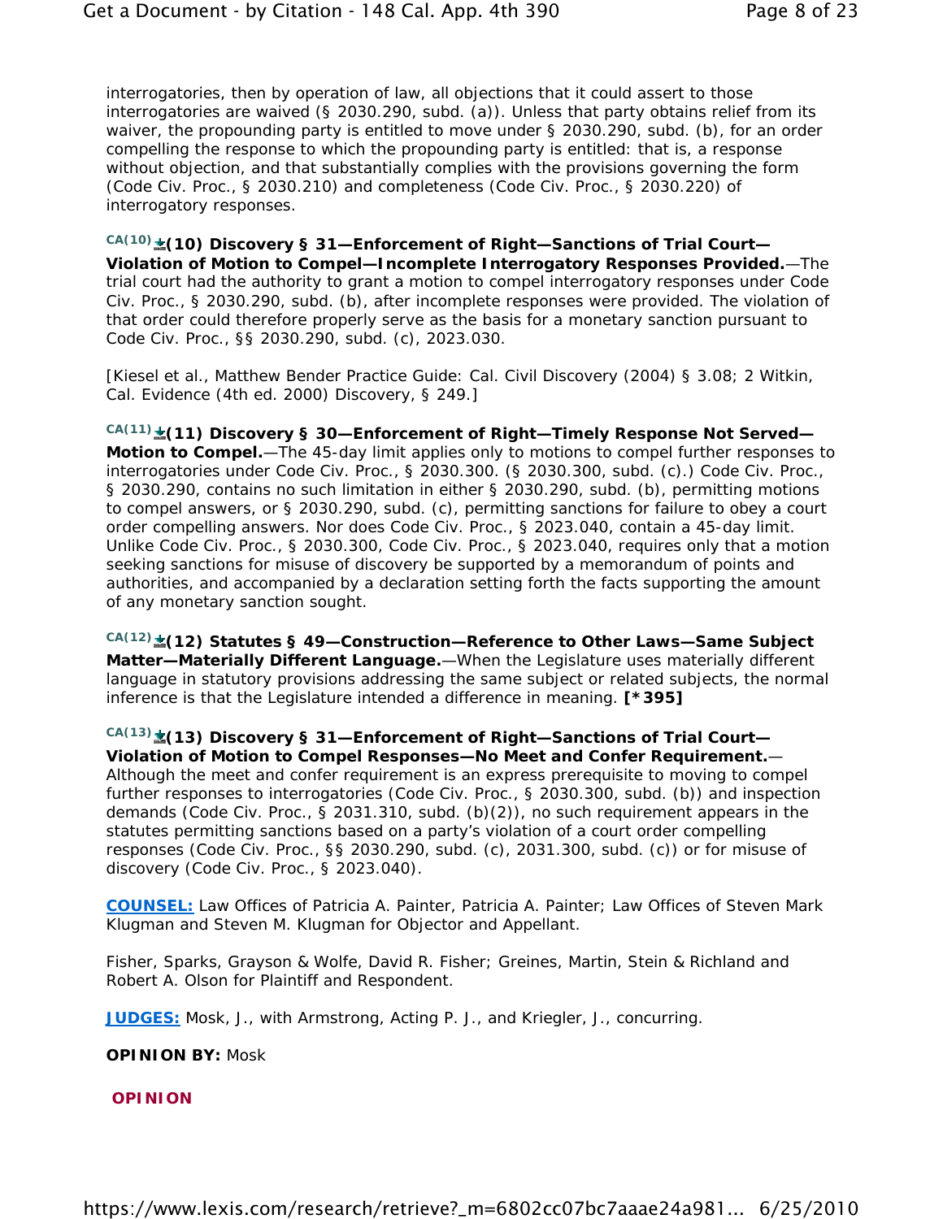interrogatories, then by operation of law, all objections that it could assert to those interrogatories are waived (§ 2030.290, subd. (a)). Unless that party obtains relief from its waiver, the propounding party is entitled to move under § 2030.290, subd. (b), for an order compelling the response to which the propounding party is entitled: that is, a response without objection, and that substantially complies with the provisions governing the form (Code Civ. Proc., § 2030.210) and completeness (Code Civ. Proc., § 2030.220) of interrogatory responses.

CA(10) **(10) Discovery § 31—Enforcement of Right—Sanctions of Trial Court—Violation of Motion to Compel—Incomplete Interrogatory Responses Provided.**—The trial court had the authority to grant a motion to compel interrogatory responses under Code Civ. Proc., § 2030.290, subd. (b), after incomplete responses were provided. The violation of that order could therefore properly serve as the basis for a monetary sanction pursuant to Code Civ. Proc., §§ 2030.290, subd. (c), 2023.030.

[Kiesel et al., Matthew Bender Practice Guide: Cal. Civil Discovery (2004) § 3.08; 2 Witkin, Cal. Evidence (4th ed. 2000) Discovery, § 249.]

CA(11) **(11) Discovery § 30—Enforcement of Right—Timely Response Not Served—Motion to Compel.**—The 45-day limit applies only to motions to compel further responses to interrogatories under Code Civ. Proc., § 2030.300. (§ 2030.300, subd. (c).) Code Civ. Proc., § 2030.290, contains no such limitation in either § 2030.290, subd. (b), permitting motions to compel answers, or § 2030.290, subd. (c), permitting sanctions for failure to obey a court order compelling answers. Nor does Code Civ. Proc., § 2023.040, contain a 45-day limit. Unlike Code Civ. Proc., § 2030.300, Code Civ. Proc., § 2023.040, requires only that a motion seeking sanctions for misuse of discovery be supported by a memorandum of points and authorities, and accompanied by a declaration setting forth the facts supporting the amount of any monetary sanction sought.

CA(12) **(12) Statutes § 49—Construction—Reference to Other Laws—Same Subject Matter—Materially Different Language.**—When the Legislature uses materially different language in statutory provisions addressing the same subject or related subjects, the normal inference is that the Legislature intended a difference in meaning. **[*395]**

CA(13) **(13) Discovery § 31—Enforcement of Right—Sanctions of Trial Court—Violation of Motion to Compel Responses—No Meet and Confer Requirement.**—Although the meet and confer requirement is an express prerequisite to moving to compel further responses to interrogatories (Code Civ. Proc., § 2030.300, subd. (b)) and inspection demands (Code Civ. Proc., § 2031.310, subd. (b)(2)), no such requirement appears in the statutes permitting sanctions based on a party's violation of a court order compelling responses (Code Civ. Proc., §§ 2030.290, subd. (c), 2031.300, subd. (c)) or for misuse of discovery (Code Civ. Proc., § 2023.040).

**COUNSEL:** Law Offices of Patricia A. Painter, Patricia A. Painter; Law Offices of Steven Mark Klugman and Steven M. Klugman for Objector and Appellant.

Fisher, Sparks, Grayson & Wolfe, David R. Fisher; Greines, Martin, Stein & Richland and Robert A. Olson for Plaintiff and Respondent.

**JUDGES:** Mosk, J., with Armstrong, Acting P. J., and Kriegler, J., concurring.

**OPINION BY:** Mosk

## OPINION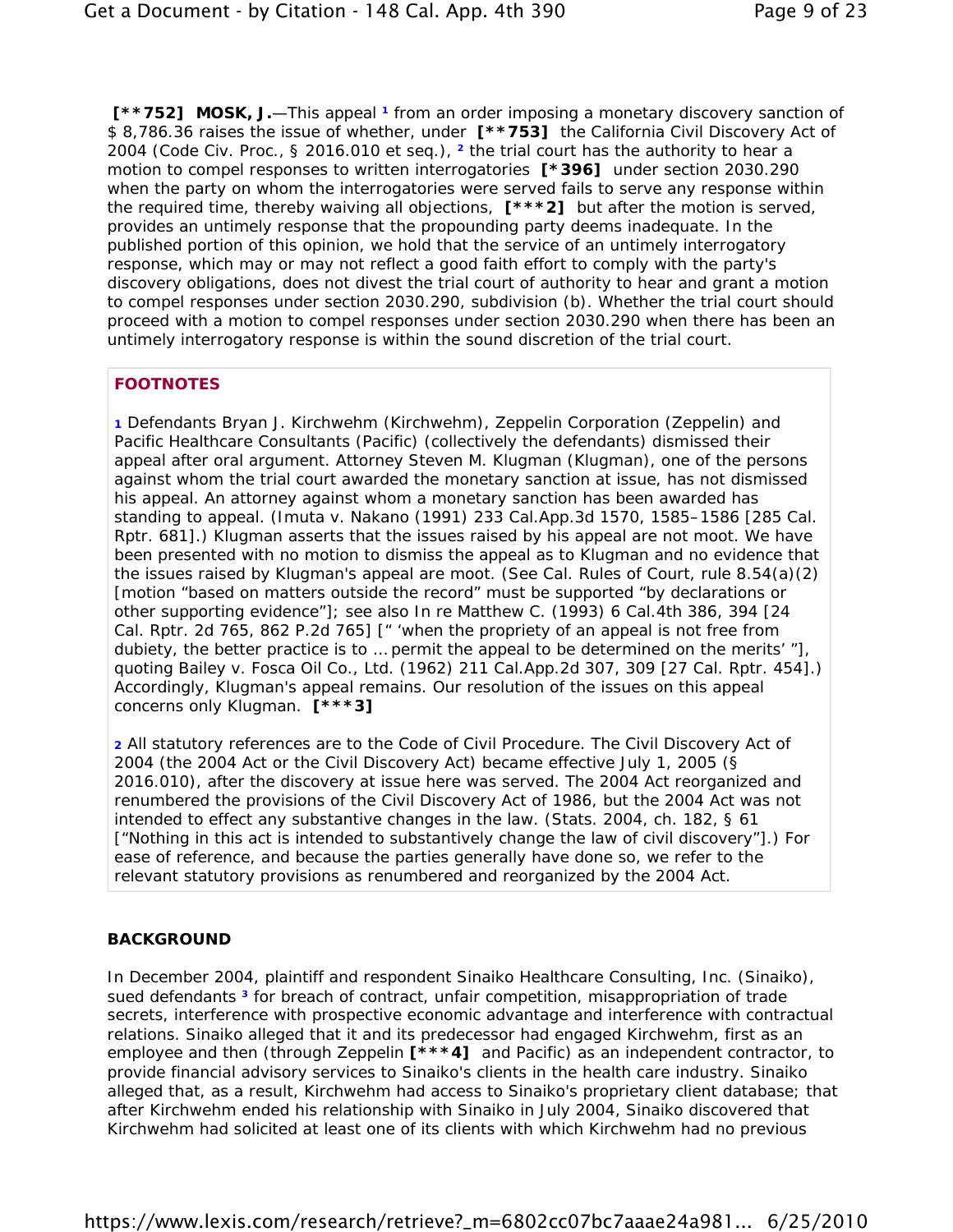**[**752]** **MOSK, J.**—This appeal [1] from an order imposing a monetary discovery sanction of $ 8,786.36 raises the issue of whether, under **[**753]** the California Civil Discovery Act of 2004 (Code Civ. Proc., § 2016.010 et seq.), [2] the trial court has the authority to hear a motion to compel responses to written interrogatories **[*396]** under section 2030.290 when the party on whom the interrogatories were served fails to serve any response within the required time, thereby waiving all objections, **[***2]** but after the motion is served, provides an untimely response that the propounding party deems inadequate. In the published portion of this opinion, we hold that the service of an untimely interrogatory response, which may or may not reflect a good faith effort to comply with the party's discovery obligations, does not divest the trial court of authority to hear and grant a motion to compel responses under section 2030.290, subdivision (b). Whether the trial court should proceed with a motion to compel responses under section 2030.290 when there has been an untimely interrogatory response is within the sound discretion of the trial court.

**FOOTNOTES**

1 Defendants Bryan J. Kirchwehm (Kirchwehm), Zeppelin Corporation (Zeppelin) and Pacific Healthcare Consultants (Pacific) (collectively the defendants) dismissed their appeal after oral argument. Attorney Steven M. Klugman (Klugman), one of the persons against whom the trial court awarded the monetary sanction at issue, has not dismissed his appeal. An attorney against whom a monetary sanction has been awarded has standing to appeal. (Imuta v. Nakano (1991) 233 Cal.App.3d 1570, 1585–1586 [285 Cal. Rptr. 681].) Klugman asserts that the issues raised by his appeal are not moot. We have been presented with no motion to dismiss the appeal as to Klugman and no evidence that the issues raised by Klugman's appeal are moot. (See Cal. Rules of Court, rule 8.54(a)(2) [motion "based on matters outside the record" must be supported "by declarations or other supporting evidence"]; see also In re Matthew C. (1993) 6 Cal.4th 386, 394 [24 Cal. Rptr. 2d 765, 862 P.2d 765] [" 'when the propriety of an appeal is not free from dubiety, the better practice is to … permit the appeal to be determined on the merits' "], quoting Bailey v. Fosca Oil Co., Ltd. (1962) 211 Cal.App.2d 307, 309 [27 Cal. Rptr. 454].) Accordingly, Klugman's appeal remains. Our resolution of the issues on this appeal concerns only Klugman. **[***3]**

2 All statutory references are to the Code of Civil Procedure. The Civil Discovery Act of 2004 (the 2004 Act or the Civil Discovery Act) became effective July 1, 2005 (§ 2016.010), after the discovery at issue here was served. The 2004 Act reorganized and renumbered the provisions of the Civil Discovery Act of 1986, but the 2004 Act was not intended to effect any substantive changes in the law. (Stats. 2004, ch. 182, § 61 ["Nothing in this act is intended to substantively change the law of civil discovery"].) For ease of reference, and because the parties generally have done so, we refer to the relevant statutory provisions as renumbered and reorganized by the 2004 Act.

**BACKGROUND**

In December 2004, plaintiff and respondent Sinaiko Healthcare Consulting, Inc. (Sinaiko), sued defendants [3] for breach of contract, unfair competition, misappropriation of trade secrets, interference with prospective economic advantage and interference with contractual relations. Sinaiko alleged that it and its predecessor had engaged Kirchwehm, first as an employee and then (through Zeppelin **[***4]** and Pacific) as an independent contractor, to provide financial advisory services to Sinaiko's clients in the health care industry. Sinaiko alleged that, as a result, Kirchwehm had access to Sinaiko's proprietary client database; that after Kirchwehm ended his relationship with Sinaiko in July 2004, Sinaiko discovered that Kirchwehm had solicited at least one of its clients with which Kirchwehm had no previous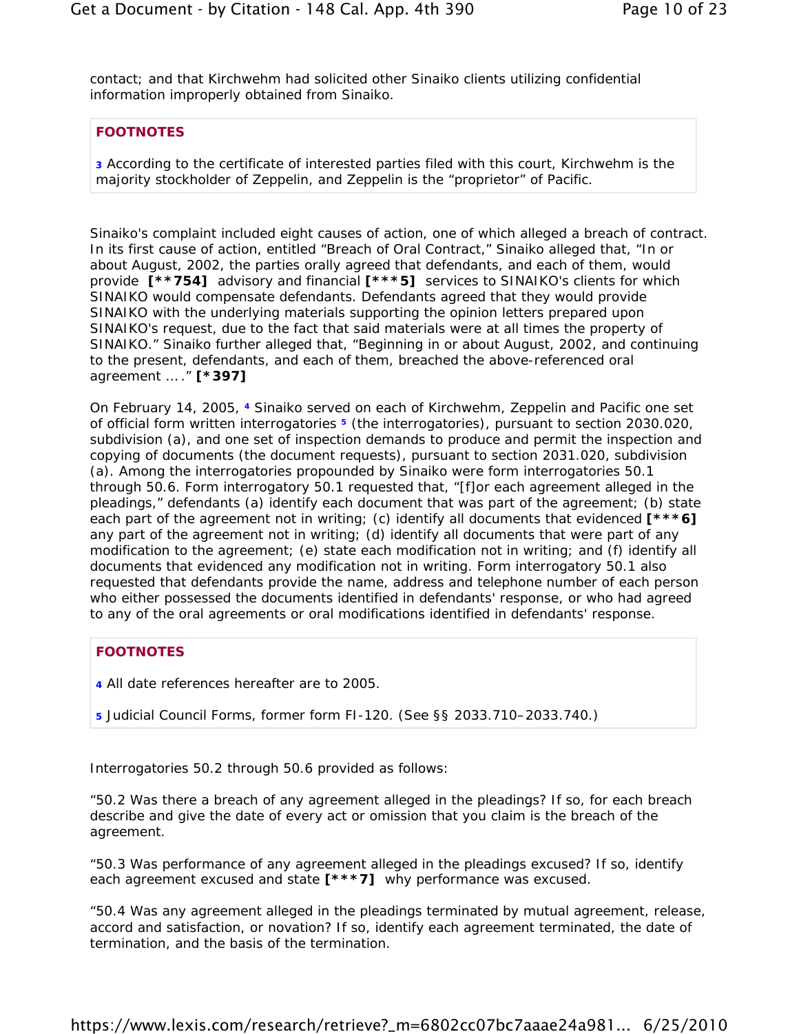contact; and that Kirchwehm had solicited other Sinaiko clients utilizing confidential information improperly obtained from Sinaiko.

**FOOTNOTES**

3 According to the certificate of interested parties filed with this court, Kirchwehm is the majority stockholder of Zeppelin, and Zeppelin is the "proprietor" of Pacific.

Sinaiko's complaint included eight causes of action, one of which alleged a breach of contract. In its first cause of action, entitled "Breach of Oral Contract," Sinaiko alleged that, "In or about August, 2002, the parties orally agreed that defendants, and each of them, would provide **[**754]** advisory and financial **[***5]** services to SINAIKO's clients for which SINAIKO would compensate defendants. Defendants agreed that they would provide SINAIKO with the underlying materials supporting the opinion letters prepared upon SINAIKO's request, due to the fact that said materials were at all times the property of SINAIKO." Sinaiko further alleged that, "Beginning in or about August, 2002, and continuing to the present, defendants, and each of them, breached the above-referenced oral agreement … ." **[*397]**

On February 14, 2005, [4] Sinaiko served on each of Kirchwehm, Zeppelin and Pacific one set of official form written interrogatories [5] (the interrogatories), pursuant to section 2030.020, subdivision (a), and one set of inspection demands to produce and permit the inspection and copying of documents (the document requests), pursuant to section 2031.020, subdivision (a). Among the interrogatories propounded by Sinaiko were form interrogatories 50.1 through 50.6. Form interrogatory 50.1 requested that, "[f]or each agreement alleged in the pleadings," defendants (a) identify each document that was part of the agreement; (b) state each part of the agreement not in writing; (c) identify all documents that evidenced **[***6]** any part of the agreement not in writing; (d) identify all documents that were part of any modification to the agreement; (e) state each modification not in writing; and (f) identify all documents that evidenced any modification not in writing. Form interrogatory 50.1 also requested that defendants provide the name, address and telephone number of each person who either possessed the documents identified in defendants' response, or who had agreed to any of the oral agreements or oral modifications identified in defendants' response.

**FOOTNOTES**

4 All date references hereafter are to 2005.

5 Judicial Council Forms, former form FI-120. (See §§ 2033.710–2033.740.)

Interrogatories 50.2 through 50.6 provided as follows:

"50.2 Was there a breach of any agreement alleged in the pleadings? If so, for each breach describe and give the date of every act or omission that you claim is the breach of the agreement.

"50.3 Was performance of any agreement alleged in the pleadings excused? If so, identify each agreement excused and state **[***7]** why performance was excused.

"50.4 Was any agreement alleged in the pleadings terminated by mutual agreement, release, accord and satisfaction, or novation? If so, identify each agreement terminated, the date of termination, and the basis of the termination.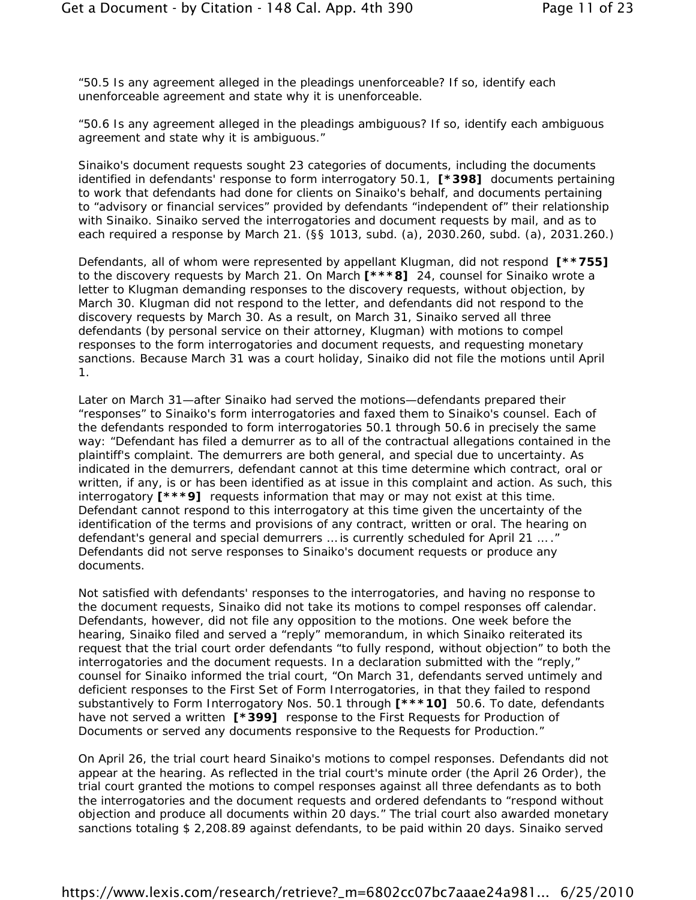"50.5 Is any agreement alleged in the pleadings unenforceable? If so, identify each unenforceable agreement and state why it is unenforceable.

"50.6 Is any agreement alleged in the pleadings ambiguous? If so, identify each ambiguous agreement and state why it is ambiguous."

Sinaiko's document requests sought 23 categories of documents, including the documents identified in defendants' response to form interrogatory 50.1, **[*398]** documents pertaining to work that defendants had done for clients on Sinaiko's behalf, and documents pertaining to "advisory or financial services" provided by defendants "independent of" their relationship with Sinaiko. Sinaiko served the interrogatories and document requests by mail, and as to each required a response by March 21. (§§ 1013, subd. (a), 2030.260, subd. (a), 2031.260.)

Defendants, all of whom were represented by appellant Klugman, did not respond **[**755]** to the discovery requests by March 21. On March **[***8]** 24, counsel for Sinaiko wrote a letter to Klugman demanding responses to the discovery requests, without objection, by March 30. Klugman did not respond to the letter, and defendants did not respond to the discovery requests by March 30. As a result, on March 31, Sinaiko served all three defendants (by personal service on their attorney, Klugman) with motions to compel responses to the form interrogatories and document requests, and requesting monetary sanctions. Because March 31 was a court holiday, Sinaiko did not file the motions until April 1.

Later on March 31—after Sinaiko had served the motions—defendants prepared their "responses" to Sinaiko's form interrogatories and faxed them to Sinaiko's counsel. Each of the defendants responded to form interrogatories 50.1 through 50.6 in precisely the same way: "Defendant has filed a demurrer as to all of the contractual allegations contained in the plaintiff's complaint. The demurrers are both general, and special due to uncertainty. As indicated in the demurrers, defendant cannot at this time determine which contract, oral or written, if any, is or has been identified as at issue in this complaint and action. As such, this interrogatory **[***9]** requests information that may or may not exist at this time. Defendant cannot respond to this interrogatory at this time given the uncertainty of the identification of the terms and provisions of any contract, written or oral. The hearing on defendant's general and special demurrers … is currently scheduled for April 21 … ." Defendants did not serve responses to Sinaiko's document requests or produce any documents.

Not satisfied with defendants' responses to the interrogatories, and having no response to the document requests, Sinaiko did not take its motions to compel responses off calendar. Defendants, however, did not file any opposition to the motions. One week before the hearing, Sinaiko filed and served a "reply" memorandum, in which Sinaiko reiterated its request that the trial court order defendants "to fully respond, without objection" to both the interrogatories and the document requests. In a declaration submitted with the "reply," counsel for Sinaiko informed the trial court, "On March 31, defendants served untimely and deficient responses to the First Set of Form Interrogatories, in that they failed to respond substantively to Form Interrogatory Nos. 50.1 through **[***10]** 50.6. To date, defendants have not served a written **[*399]** response to the First Requests for Production of Documents or served any documents responsive to the Requests for Production."

On April 26, the trial court heard Sinaiko's motions to compel responses. Defendants did not appear at the hearing. As reflected in the trial court's minute order (the April 26 Order), the trial court granted the motions to compel responses against all three defendants as to both the interrogatories and the document requests and ordered defendants to "respond without objection and produce all documents within 20 days." The trial court also awarded monetary sanctions totaling $ 2,208.89 against defendants, to be paid within 20 days. Sinaiko served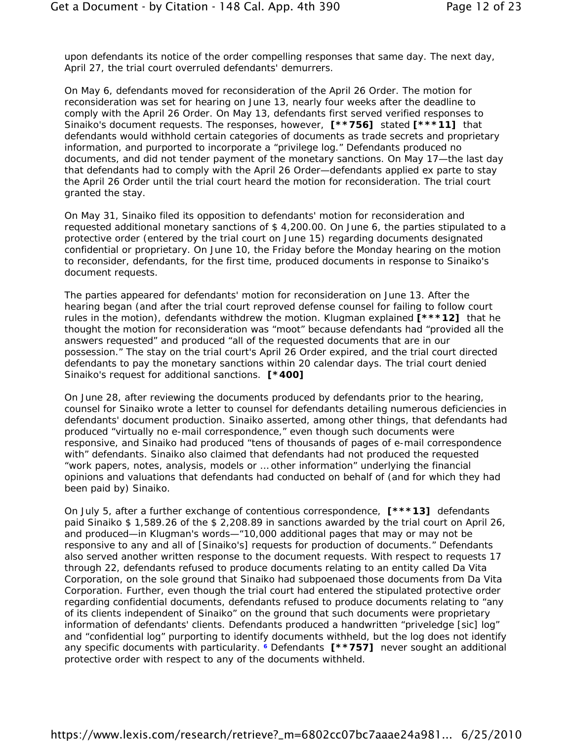upon defendants its notice of the order compelling responses that same day. The next day, April 27, the trial court overruled defendants' demurrers.

On May 6, defendants moved for reconsideration of the April 26 Order. The motion for reconsideration was set for hearing on June 13, nearly four weeks after the deadline to comply with the April 26 Order. On May 13, defendants first served verified responses to Sinaiko's document requests. The responses, however, **[**756]** stated **[***11]** that defendants would withhold certain categories of documents as trade secrets and proprietary information, and purported to incorporate a "privilege log." Defendants produced no documents, and did not tender payment of the monetary sanctions. On May 17—the last day that defendants had to comply with the April 26 Order—defendants applied ex parte to stay the April 26 Order until the trial court heard the motion for reconsideration. The trial court granted the stay.

On May 31, Sinaiko filed its opposition to defendants' motion for reconsideration and requested additional monetary sanctions of $ 4,200.00. On June 6, the parties stipulated to a protective order (entered by the trial court on June 15) regarding documents designated confidential or proprietary. On June 10, the Friday before the Monday hearing on the motion to reconsider, defendants, for the first time, produced documents in response to Sinaiko's document requests.

The parties appeared for defendants' motion for reconsideration on June 13. After the hearing began (and after the trial court reproved defense counsel for failing to follow court rules in the motion), defendants withdrew the motion. Klugman explained **[***12]** that he thought the motion for reconsideration was "moot" because defendants had "provided all the answers requested" and produced "all of the requested documents that are in our possession." The stay on the trial court's April 26 Order expired, and the trial court directed defendants to pay the monetary sanctions within 20 calendar days. The trial court denied Sinaiko's request for additional sanctions. **[*400]**

On June 28, after reviewing the documents produced by defendants prior to the hearing, counsel for Sinaiko wrote a letter to counsel for defendants detailing numerous deficiencies in defendants' document production. Sinaiko asserted, among other things, that defendants had produced "virtually no e-mail correspondence," even though such documents were responsive, and Sinaiko had produced "tens of thousands of pages of e-mail correspondence with" defendants. Sinaiko also claimed that defendants had not produced the requested "work papers, notes, analysis, models or … other information" underlying the financial opinions and valuations that defendants had conducted on behalf of (and for which they had been paid by) Sinaiko.

On July 5, after a further exchange of contentious correspondence, **[***13]** defendants paid Sinaiko $ 1,589.26 of the $ 2,208.89 in sanctions awarded by the trial court on April 26, and produced—in Klugman's words—"10,000 additional pages that may or may not be responsive to any and all of [Sinaiko's] requests for production of documents." Defendants also served another written response to the document requests. With respect to requests 17 through 22, defendants refused to produce documents relating to an entity called Da Vita Corporation, on the sole ground that Sinaiko had subpoenaed those documents from Da Vita Corporation. Further, even though the trial court had entered the stipulated protective order regarding confidential documents, defendants refused to produce documents relating to "any of its clients independent of Sinaiko" on the ground that such documents were proprietary information of defendants' clients. Defendants produced a handwritten "priveledge [sic] log" and "confidential log" purporting to identify documents withheld, but the log does not identify any specific documents with particularity. [6] Defendants **[**757]** never sought an additional protective order with respect to any of the documents withheld.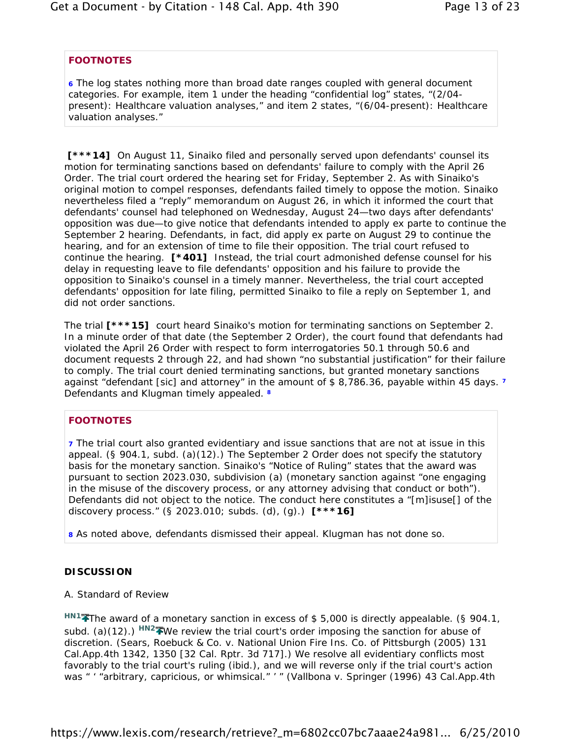**FOOTNOTES**

6 The log states nothing more than broad date ranges coupled with general document categories. For example, item 1 under the heading "confidential log" states, "(2/04-present): Healthcare valuation analyses," and item 2 states, "(6/04-present): Healthcare valuation analyses."

**[***14]** On August 11, Sinaiko filed and personally served upon defendants' counsel its motion for terminating sanctions based on defendants' failure to comply with the April 26 Order. The trial court ordered the hearing set for Friday, September 2. As with Sinaiko's original motion to compel responses, defendants failed timely to oppose the motion. Sinaiko nevertheless filed a "reply" memorandum on August 26, in which it informed the court that defendants' counsel had telephoned on Wednesday, August 24—two days after defendants' opposition was due—to give notice that defendants intended to apply ex parte to continue the September 2 hearing. Defendants, in fact, did apply ex parte on August 29 to continue the hearing, and for an extension of time to file their opposition. The trial court refused to continue the hearing. **[*401]** Instead, the trial court admonished defense counsel for his delay in requesting leave to file defendants' opposition and his failure to provide the opposition to Sinaiko's counsel in a timely manner. Nevertheless, the trial court accepted defendants' opposition for late filing, permitted Sinaiko to file a reply on September 1, and did not order sanctions.

The trial **[***15]** court heard Sinaiko's motion for terminating sanctions on September 2. In a minute order of that date (the September 2 Order), the court found that defendants had violated the April 26 Order with respect to form interrogatories 50.1 through 50.6 and document requests 2 through 22, and had shown "no substantial justification" for their failure to comply. The trial court denied terminating sanctions, but granted monetary sanctions against "defendant [sic] and attorney" in the amount of $ 8,786.36, payable within 45 days. [7] Defendants and Klugman timely appealed. [8]

**FOOTNOTES**

7 The trial court also granted evidentiary and issue sanctions that are not at issue in this appeal. (§ 904.1, subd. (a)(12).) The September 2 Order does not specify the statutory basis for the monetary sanction. Sinaiko's "Notice of Ruling" states that the award was pursuant to section 2023.030, subdivision (a) (monetary sanction against "one engaging in the misuse of the discovery process, or any attorney advising that conduct or both"). Defendants did not object to the notice. The conduct here constitutes a "[m]isuse[] of the discovery process." (§ 2023.010; subds. (d), (g).) **[***16]**

8 As noted above, defendants dismissed their appeal. Klugman has not done so.

**DISCUSSION**

A. Standard of Review

HN1 The award of a monetary sanction in excess of $ 5,000 is directly appealable. (§ 904.1, subd. (a)(12).) HN2 We review the trial court's order imposing the sanction for abuse of discretion. (Sears, Roebuck & Co. v. National Union Fire Ins. Co. of Pittsburgh (2005) 131 Cal.App.4th 1342, 1350 [32 Cal. Rptr. 3d 717].) We resolve all evidentiary conflicts most favorably to the trial court's ruling (ibid.), and we will reverse only if the trial court's action was " ' "arbitrary, capricious, or whimsical." ' " (Vallbona v. Springer (1996) 43 Cal.App.4th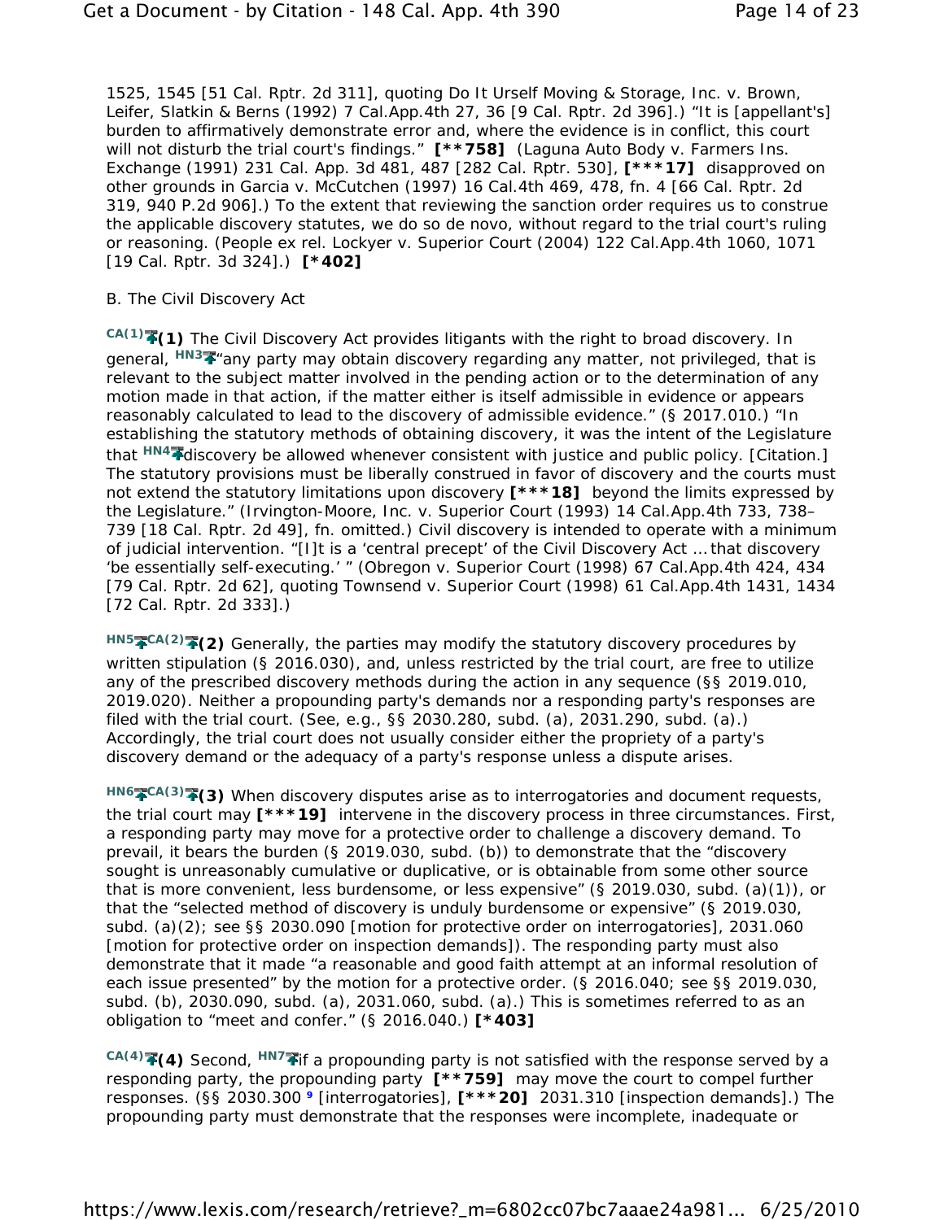1525, 1545 [51 Cal. Rptr. 2d 311], quoting Do It Urself Moving & Storage, Inc. v. Brown, Leifer, Slatkin & Berns (1992) 7 Cal.App.4th 27, 36 [9 Cal. Rptr. 2d 396].) "It is [appellant's] burden to affirmatively demonstrate error and, where the evidence is in conflict, this court will not disturb the trial court's findings." **[**758]** (Laguna Auto Body v. Farmers Ins. Exchange (1991) 231 Cal. App. 3d 481, 487 [282 Cal. Rptr. 530], **[***17]** disapproved on other grounds in Garcia v. McCutchen (1997) 16 Cal.4th 469, 478, fn. 4 [66 Cal. Rptr. 2d 319, 940 P.2d 906].) To the extent that reviewing the sanction order requires us to construe the applicable discovery statutes, we do so de novo, without regard to the trial court's ruling or reasoning. (People ex rel. Lockyer v. Superior Court (2004) 122 Cal.App.4th 1060, 1071 [19 Cal. Rptr. 3d 324].) **[*402]**

B. The Civil Discovery Act

CA(1) **(1)** The Civil Discovery Act provides litigants with the right to broad discovery. In general, HN3 "any party may obtain discovery regarding any matter, not privileged, that is relevant to the subject matter involved in the pending action or to the determination of any motion made in that action, if the matter either is itself admissible in evidence or appears reasonably calculated to lead to the discovery of admissible evidence." (§ 2017.010.) "In establishing the statutory methods of obtaining discovery, it was the intent of the Legislature that HN4 discovery be allowed whenever consistent with justice and public policy. [Citation.] The statutory provisions must be liberally construed in favor of discovery and the courts must not extend the statutory limitations upon discovery **[***18]** beyond the limits expressed by the Legislature." (Irvington-Moore, Inc. v. Superior Court (1993) 14 Cal.App.4th 733, 738–739 [18 Cal. Rptr. 2d 49], fn. omitted.) Civil discovery is intended to operate with a minimum of judicial intervention. "[I]t is a 'central precept' of the Civil Discovery Act ... that discovery 'be essentially self-executing.' " (Obregon v. Superior Court (1998) 67 Cal.App.4th 424, 434 [79 Cal. Rptr. 2d 62], quoting Townsend v. Superior Court (1998) 61 Cal.App.4th 1431, 1434 [72 Cal. Rptr. 2d 333].)

HN5 CA(2) **(2)** Generally, the parties may modify the statutory discovery procedures by written stipulation (§ 2016.030), and, unless restricted by the trial court, are free to utilize any of the prescribed discovery methods during the action in any sequence (§§ 2019.010, 2019.020). Neither a propounding party's demands nor a responding party's responses are filed with the trial court. (See, e.g., §§ 2030.280, subd. (a), 2031.290, subd. (a).) Accordingly, the trial court does not usually consider either the propriety of a party's discovery demand or the adequacy of a party's response unless a dispute arises.

HN6 CA(3) **(3)** When discovery disputes arise as to interrogatories and document requests, the trial court may **[***19]** intervene in the discovery process in three circumstances. First, a responding party may move for a protective order to challenge a discovery demand. To prevail, it bears the burden (§ 2019.030, subd. (b)) to demonstrate that the "discovery sought is unreasonably cumulative or duplicative, or is obtainable from some other source that is more convenient, less burdensome, or less expensive" (§ 2019.030, subd. (a)(1)), or that the "selected method of discovery is unduly burdensome or expensive" (§ 2019.030, subd. (a)(2); see §§ 2030.090 [motion for protective order on interrogatories], 2031.060 [motion for protective order on inspection demands]). The responding party must also demonstrate that it made "a reasonable and good faith attempt at an informal resolution of each issue presented" by the motion for a protective order. (§ 2016.040; see §§ 2019.030, subd. (b), 2030.090, subd. (a), 2031.060, subd. (a).) This is sometimes referred to as an obligation to "meet and confer." (§ 2016.040.) **[*403]**

CA(4) **(4)** Second, HN7 if a propounding party is not satisfied with the response served by a responding party, the propounding party **[**759]** may move the court to compel further responses. (§§ 2030.300 [9] [interrogatories], **[***20]** 2031.310 [inspection demands].) The propounding party must demonstrate that the responses were incomplete, inadequate or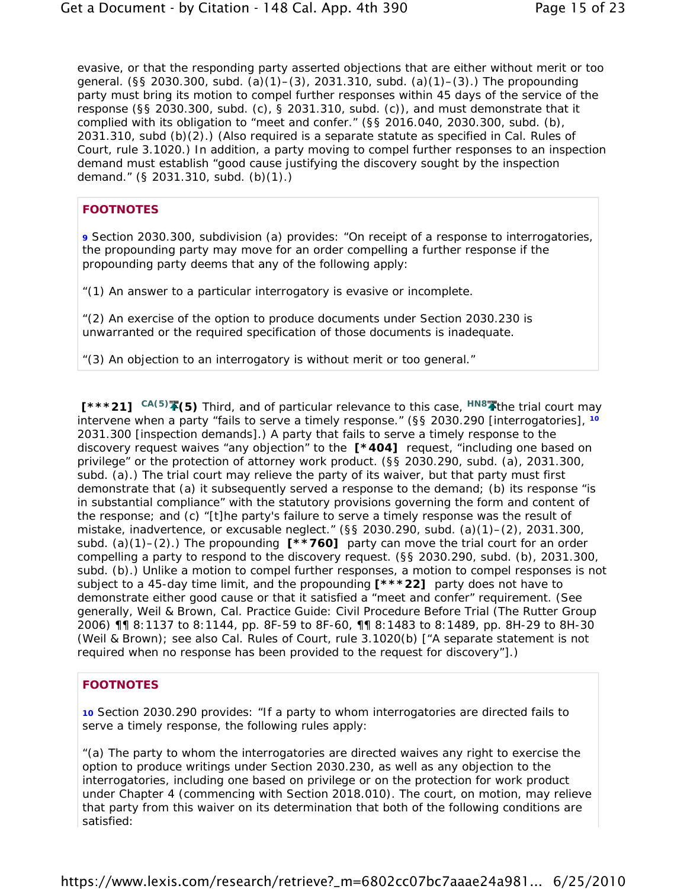evasive, or that the responding party asserted objections that are either without merit or too general. (§§ 2030.300, subd. (a)(1)–(3), 2031.310, subd. (a)(1)–(3).) The propounding party must bring its motion to compel further responses within 45 days of the service of the response (§§ 2030.300, subd. (c), § 2031.310, subd. (c)), and must demonstrate that it complied with its obligation to "meet and confer." (§§ 2016.040, 2030.300, subd. (b), 2031.310, subd (b)(2).) (Also required is a separate statute as specified in Cal. Rules of Court, rule 3.1020.) In addition, a party moving to compel further responses to an inspection demand must establish "good cause justifying the discovery sought by the inspection demand." (§ 2031.310, subd. (b)(1).)

**FOOTNOTES**

9 Section 2030.300, subdivision (a) provides: "On receipt of a response to interrogatories, the propounding party may move for an order compelling a further response if the propounding party deems that any of the following apply:

"(1) An answer to a particular interrogatory is evasive or incomplete.

"(2) An exercise of the option to produce documents under Section 2030.230 is unwarranted or the required specification of those documents is inadequate.

"(3) An objection to an interrogatory is without merit or too general."

**[\*\*\*21]** CA(5) **(5)** Third, and of particular relevance to this case, HN8 the trial court may intervene when a party "fails to serve a timely response." (§§ 2030.290 [interrogatories], [10] 2031.300 [inspection demands].) A party that fails to serve a timely response to the discovery request waives "any objection" to the **[\*404]** request, "including one based on privilege" or the protection of attorney work product. (§§ 2030.290, subd. (a), 2031.300, subd. (a).) The trial court may relieve the party of its waiver, but that party must first demonstrate that (a) it subsequently served a response to the demand; (b) its response "is in substantial compliance" with the statutory provisions governing the form and content of the response; and (c) "[t]he party's failure to serve a timely response was the result of mistake, inadvertence, or excusable neglect." (§§ 2030.290, subd. (a)(1)–(2), 2031.300, subd. (a)(1)–(2).) The propounding **[\*\*760]** party can move the trial court for an order compelling a party to respond to the discovery request. (§§ 2030.290, subd. (b), 2031.300, subd. (b).) Unlike a motion to compel further responses, a motion to compel responses is not subject to a 45-day time limit, and the propounding **[\*\*\*22]** party does not have to demonstrate either good cause or that it satisfied a "meet and confer" requirement. (See generally, Weil & Brown, Cal. Practice Guide: Civil Procedure Before Trial (The Rutter Group 2006) ¶¶ 8:1137 to 8:1144, pp. 8F-59 to 8F-60, ¶¶ 8:1483 to 8:1489, pp. 8H-29 to 8H-30 (Weil & Brown); see also Cal. Rules of Court, rule 3.1020(b) ["A separate statement is not required when no response has been provided to the request for discovery"].)

**FOOTNOTES**

10 Section 2030.290 provides: "If a party to whom interrogatories are directed fails to serve a timely response, the following rules apply:

"(a) The party to whom the interrogatories are directed waives any right to exercise the option to produce writings under Section 2030.230, as well as any objection to the interrogatories, including one based on privilege or on the protection for work product under Chapter 4 (commencing with Section 2018.010). The court, on motion, may relieve that party from this waiver on its determination that both of the following conditions are satisfied: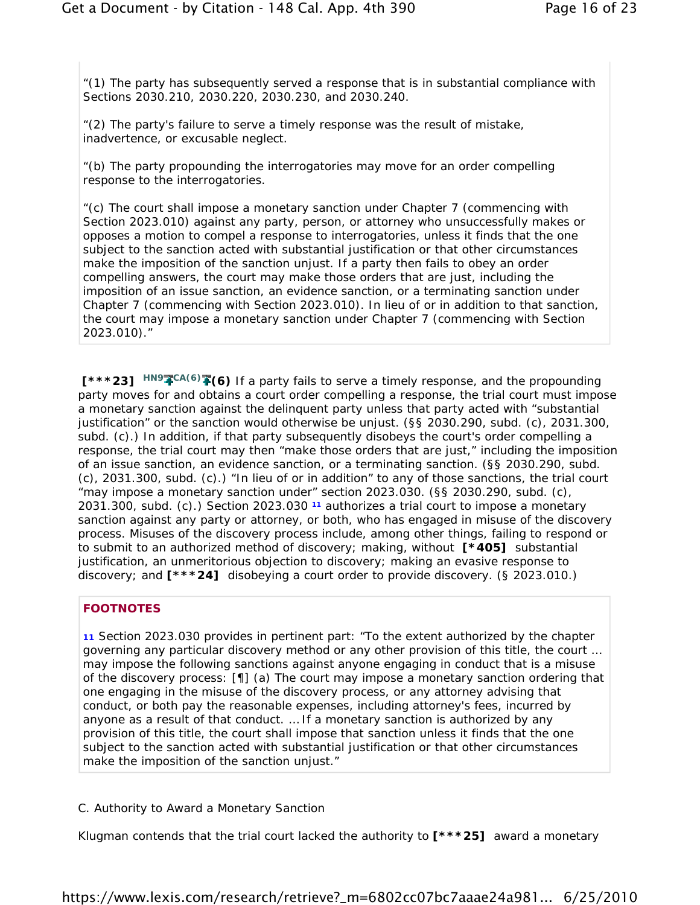"(1) The party has subsequently served a response that is in substantial compliance with Sections 2030.210, 2030.220, 2030.230, and 2030.240.

"(2) The party's failure to serve a timely response was the result of mistake, inadvertence, or excusable neglect.

"(b) The party propounding the interrogatories may move for an order compelling response to the interrogatories.

"(c) The court shall impose a monetary sanction under Chapter 7 (commencing with Section 2023.010) against any party, person, or attorney who unsuccessfully makes or opposes a motion to compel a response to interrogatories, unless it finds that the one subject to the sanction acted with substantial justification or that other circumstances make the imposition of the sanction unjust. If a party then fails to obey an order compelling answers, the court may make those orders that are just, including the imposition of an issue sanction, an evidence sanction, or a terminating sanction under Chapter 7 (commencing with Section 2023.010). In lieu of or in addition to that sanction, the court may impose a monetary sanction under Chapter 7 (commencing with Section 2023.010)."

**[***23]** HN9 CA(6) **(6)** If a party fails to serve a timely response, and the propounding party moves for and obtains a court order compelling a response, the trial court must impose a monetary sanction against the delinquent party unless that party acted with "substantial justification" or the sanction would otherwise be unjust. (§§ 2030.290, subd. (c), 2031.300, subd. (c).) In addition, if that party subsequently disobeys the court's order compelling a response, the trial court may then "make those orders that are just," including the imposition of an issue sanction, an evidence sanction, or a terminating sanction. (§§ 2030.290, subd. (c), 2031.300, subd. (c).) "In lieu of or in addition" to any of those sanctions, the trial court "may impose a monetary sanction under" section 2023.030. (§§ 2030.290, subd. (c), 2031.300, subd. (c).) Section 2023.030 [11] authorizes a trial court to impose a monetary sanction against any party or attorney, or both, who has engaged in misuse of the discovery process. Misuses of the discovery process include, among other things, failing to respond or to submit to an authorized method of discovery; making, without **[*405]** substantial justification, an unmeritorious objection to discovery; making an evasive response to discovery; and **[***24]** disobeying a court order to provide discovery. (§ 2023.010.)

**FOOTNOTES**

[11] Section 2023.030 provides in pertinent part: "To the extent authorized by the chapter governing any particular discovery method or any other provision of this title, the court ... may impose the following sanctions against anyone engaging in conduct that is a misuse of the discovery process: [¶] (a) The court may impose a monetary sanction ordering that one engaging in the misuse of the discovery process, or any attorney advising that conduct, or both pay the reasonable expenses, including attorney's fees, incurred by anyone as a result of that conduct. ... If a monetary sanction is authorized by any provision of this title, the court shall impose that sanction unless it finds that the one subject to the sanction acted with substantial justification or that other circumstances make the imposition of the sanction unjust."

C. Authority to Award a Monetary Sanction

Klugman contends that the trial court lacked the authority to **[***25]** award a monetary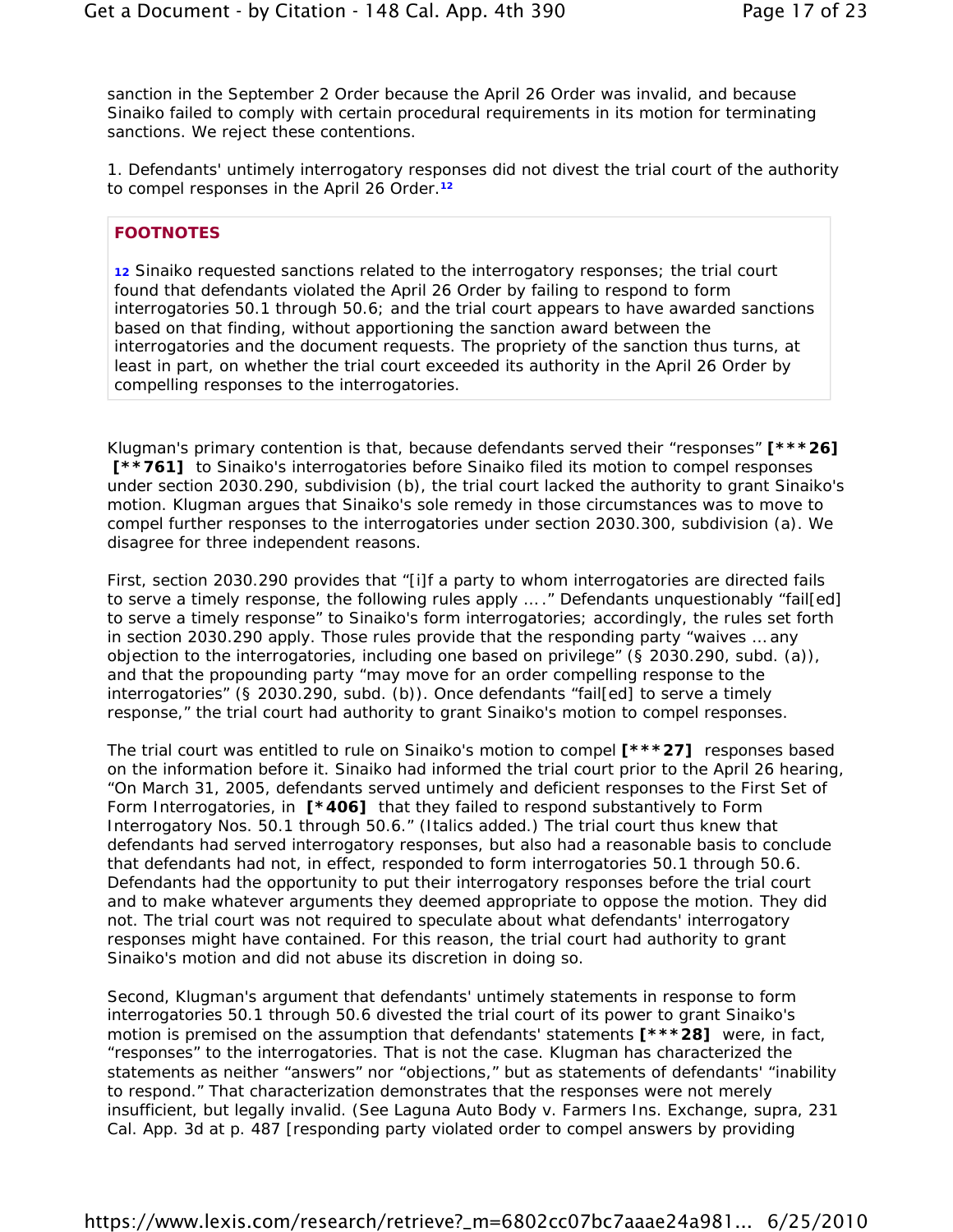sanction in the September 2 Order because the April 26 Order was invalid, and because Sinaiko failed to comply with certain procedural requirements in its motion for terminating sanctions. We reject these contentions.

1. Defendants' untimely interrogatory responses did not divest the trial court of the authority to compel responses in the April 26 Order.[12]

**FOOTNOTES**

[12] Sinaiko requested sanctions related to the interrogatory responses; the trial court found that defendants violated the April 26 Order by failing to respond to form interrogatories 50.1 through 50.6; and the trial court appears to have awarded sanctions based on that finding, without apportioning the sanction award between the interrogatories and the document requests. The propriety of the sanction thus turns, at least in part, on whether the trial court exceeded its authority in the April 26 Order by compelling responses to the interrogatories.

Klugman's primary contention is that, because defendants served their "responses" **[***26]** **[**761]** to Sinaiko's interrogatories before Sinaiko filed its motion to compel responses under section 2030.290, subdivision (b), the trial court lacked the authority to grant Sinaiko's motion. Klugman argues that Sinaiko's sole remedy in those circumstances was to move to compel further responses to the interrogatories under section 2030.300, subdivision (a). We disagree for three independent reasons.

First, section 2030.290 provides that "[i]f a party to whom interrogatories are directed fails to serve a timely response, the following rules apply ... ." Defendants unquestionably "fail[ed] to serve a timely response" to Sinaiko's form interrogatories; accordingly, the rules set forth in section 2030.290 apply. Those rules provide that the responding party "waives ... any objection to the interrogatories, including one based on privilege" (§ 2030.290, subd. (a)), and that the propounding party "may move for an order compelling response to the interrogatories" (§ 2030.290, subd. (b)). Once defendants "fail[ed] to serve a timely response," the trial court had authority to grant Sinaiko's motion to compel responses.

The trial court was entitled to rule on Sinaiko's motion to compel **[***27]** responses based on the information before it. Sinaiko had informed the trial court prior to the April 26 hearing, "On March 31, 2005, defendants served untimely and deficient responses to the First Set of Form Interrogatories, in **[*406]** that they failed to respond substantively to Form Interrogatory Nos. 50.1 through 50.6." (Italics added.) The trial court thus knew that defendants had served interrogatory responses, but also had a reasonable basis to conclude that defendants had not, in effect, responded to form interrogatories 50.1 through 50.6. Defendants had the opportunity to put their interrogatory responses before the trial court and to make whatever arguments they deemed appropriate to oppose the motion. They did not. The trial court was not required to speculate about what defendants' interrogatory responses might have contained. For this reason, the trial court had authority to grant Sinaiko's motion and did not abuse its discretion in doing so.

Second, Klugman's argument that defendants' untimely statements in response to form interrogatories 50.1 through 50.6 divested the trial court of its power to grant Sinaiko's motion is premised on the assumption that defendants' statements **[***28]** were, in fact, "responses" to the interrogatories. That is not the case. Klugman has characterized the statements as neither "answers" nor "objections," but as statements of defendants' "inability to respond." That characterization demonstrates that the responses were not merely insufficient, but legally invalid. (See Laguna Auto Body v. Farmers Ins. Exchange, supra, 231 Cal. App. 3d at p. 487 [responding party violated order to compel answers by providing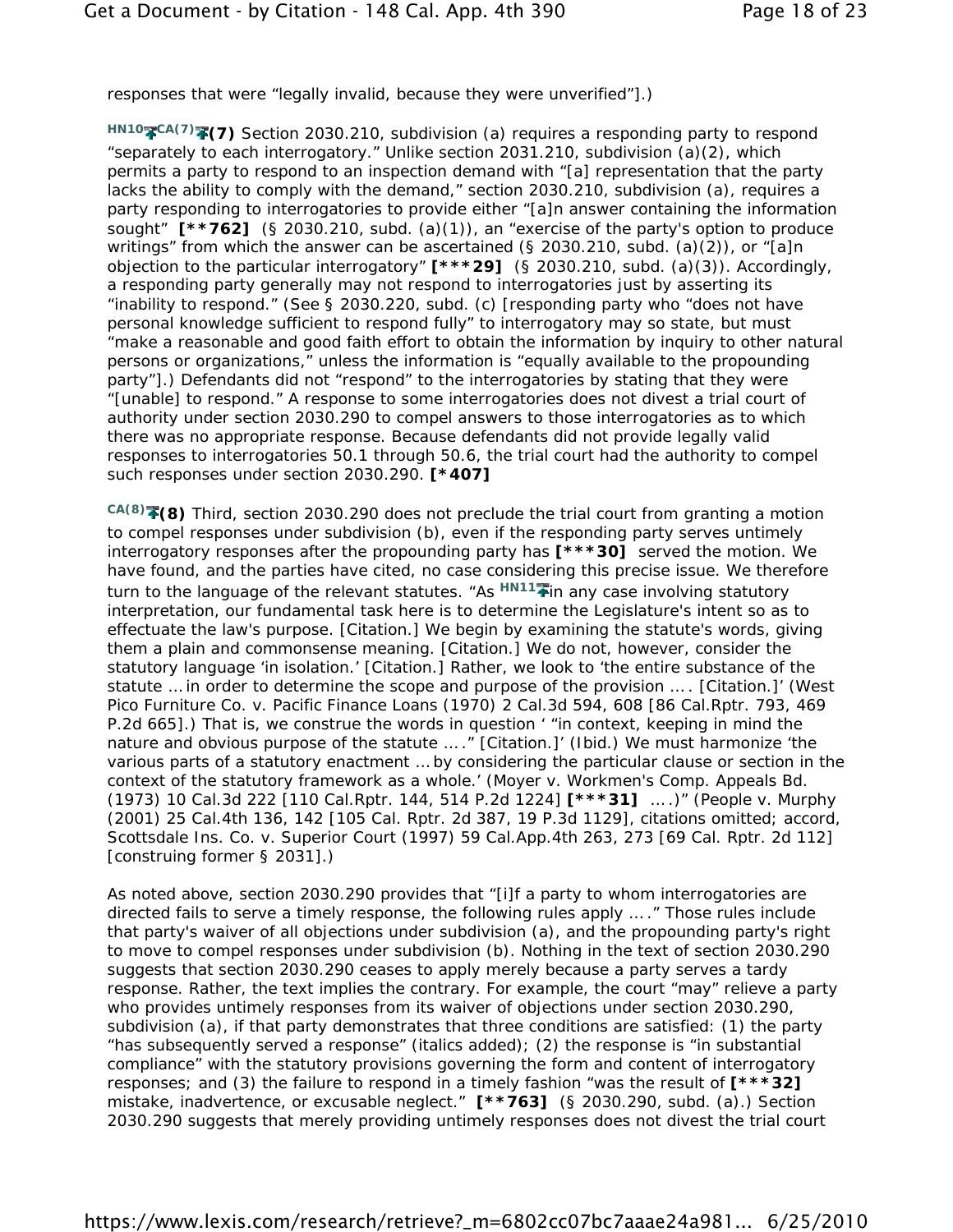responses that were "legally invalid, because they were unverified"].)

HN10 CA(7) **(7)** Section 2030.210, subdivision (a) requires a responding party to respond "separately to each interrogatory." Unlike section 2031.210, subdivision (a)(2), which permits a party to respond to an inspection demand with "[a] representation that the party lacks the ability to comply with the demand," section 2030.210, subdivision (a), requires a party responding to interrogatories to provide either "[a]n answer containing the information sought" **[**762]** (§ 2030.210, subd. (a)(1)), an "exercise of the party's option to produce writings" from which the answer can be ascertained (§ 2030.210, subd. (a)(2)), or "[a]n objection to the particular interrogatory" **[***29]** (§ 2030.210, subd. (a)(3)). Accordingly, a responding party generally may not respond to interrogatories just by asserting its "inability to respond." (See § 2030.220, subd. (c) [responding party who "does not have personal knowledge sufficient to respond fully" to interrogatory may so state, but must "make a reasonable and good faith effort to obtain the information by inquiry to other natural persons or organizations," unless the information is "equally available to the propounding party"].) Defendants did not "respond" to the interrogatories by stating that they were "[unable] to respond." A response to some interrogatories does not divest a trial court of authority under section 2030.290 to compel answers to those interrogatories as to which there was no appropriate response. Because defendants did not provide legally valid responses to interrogatories 50.1 through 50.6, the trial court had the authority to compel such responses under section 2030.290. **[*407]**

CA(8) **(8)** Third, section 2030.290 does not preclude the trial court from granting a motion to compel responses under subdivision (b), even if the responding party serves untimely interrogatory responses after the propounding party has **[***30]** served the motion. We have found, and the parties have cited, no case considering this precise issue. We therefore turn to the language of the relevant statutes. "As HN11 in any case involving statutory interpretation, our fundamental task here is to determine the Legislature's intent so as to effectuate the law's purpose. [Citation.] We begin by examining the statute's words, giving them a plain and commonsense meaning. [Citation.] We do not, however, consider the statutory language 'in isolation.' [Citation.] Rather, we look to 'the entire substance of the statute ... in order to determine the scope and purpose of the provision .... [Citation.]' (West Pico Furniture Co. v. Pacific Finance Loans (1970) 2 Cal.3d 594, 608 [86 Cal.Rptr. 793, 469 P.2d 665].) That is, we construe the words in question ' "in context, keeping in mind the nature and obvious purpose of the statute ...." [Citation.]' (Ibid.) We must harmonize 'the various parts of a statutory enactment ... by considering the particular clause or section in the context of the statutory framework as a whole.' (Moyer v. Workmen's Comp. Appeals Bd. (1973) 10 Cal.3d 222 [110 Cal.Rptr. 144, 514 P.2d 1224] **[***31]** ....)" (People v. Murphy (2001) 25 Cal.4th 136, 142 [105 Cal. Rptr. 2d 387, 19 P.3d 1129], citations omitted; accord, Scottsdale Ins. Co. v. Superior Court (1997) 59 Cal.App.4th 263, 273 [69 Cal. Rptr. 2d 112] [construing former § 2031].)

As noted above, section 2030.290 provides that "[i]f a party to whom interrogatories are directed fails to serve a timely response, the following rules apply ...." Those rules include that party's waiver of all objections under subdivision (a), and the propounding party's right to move to compel responses under subdivision (b). Nothing in the text of section 2030.290 suggests that section 2030.290 ceases to apply merely because a party serves a tardy response. Rather, the text implies the contrary. For example, the court "may" relieve a party who provides untimely responses from its waiver of objections under section 2030.290, subdivision (a), if that party demonstrates that three conditions are satisfied: (1) the party "has subsequently served a response" (italics added); (2) the response is "in substantial compliance" with the statutory provisions governing the form and content of interrogatory responses; and (3) the failure to respond in a timely fashion "was the result of **[***32]** mistake, inadvertence, or excusable neglect." **[**763]** (§ 2030.290, subd. (a).) Section 2030.290 suggests that merely providing untimely responses does not divest the trial court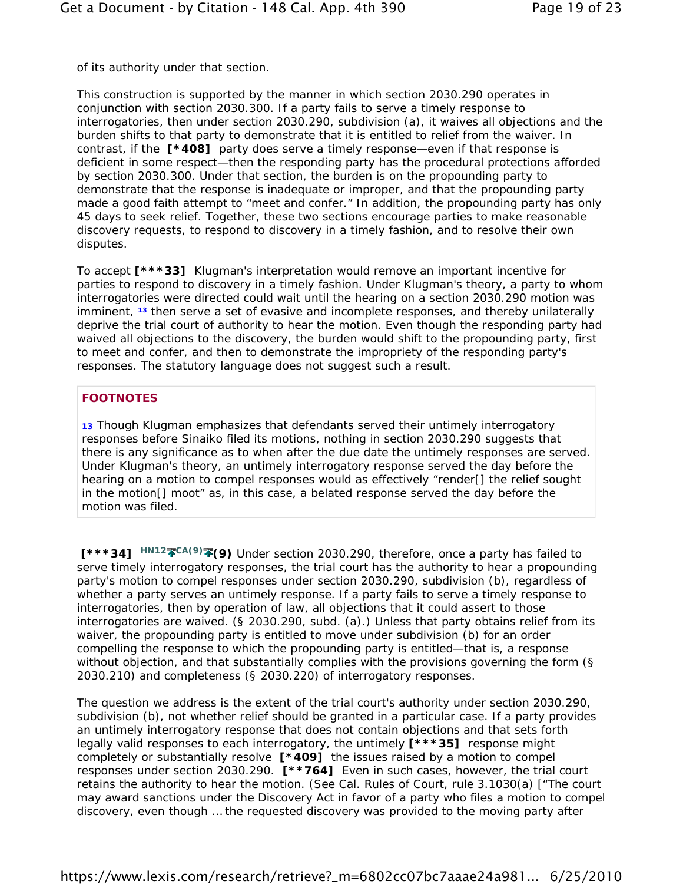of its authority under that section.

This construction is supported by the manner in which section 2030.290 operates in conjunction with section 2030.300. If a party fails to serve a timely response to interrogatories, then under section 2030.290, subdivision (a), it waives all objections and the burden shifts to that party to demonstrate that it is entitled to relief from the waiver. In contrast, if the **[*408]** party does serve a timely response—even if that response is deficient in some respect—then the responding party has the procedural protections afforded by section 2030.300. Under that section, the burden is on the propounding party to demonstrate that the response is inadequate or improper, and that the propounding party made a good faith attempt to "meet and confer." In addition, the propounding party has only 45 days to seek relief. Together, these two sections encourage parties to make reasonable discovery requests, to respond to discovery in a timely fashion, and to resolve their own disputes.

To accept **[***33]** Klugman's interpretation would remove an important incentive for parties to respond to discovery in a timely fashion. Under Klugman's theory, a party to whom interrogatories were directed could wait until the hearing on a section 2030.290 motion was imminent, [13] then serve a set of evasive and incomplete responses, and thereby unilaterally deprive the trial court of authority to hear the motion. Even though the responding party had waived all objections to the discovery, the burden would shift to the propounding party, first to meet and confer, and then to demonstrate the impropriety of the responding party's responses. The statutory language does not suggest such a result.

**FOOTNOTES**

[13] Though Klugman emphasizes that defendants served their untimely interrogatory responses before Sinaiko filed its motions, nothing in section 2030.290 suggests that there is any significance as to when after the due date the untimely responses are served. Under Klugman's theory, an untimely interrogatory response served the day before the hearing on a motion to compel responses would as effectively "render[] the relief sought in the motion[] moot" as, in this case, a belated response served the day before the motion was filed.

**[***34]** HN12 CA(9) **(9)** Under section 2030.290, therefore, once a party has failed to serve timely interrogatory responses, the trial court has the authority to hear a propounding party's motion to compel responses under section 2030.290, subdivision (b), regardless of whether a party serves an untimely response. If a party fails to serve a timely response to interrogatories, then by operation of law, all objections that it could assert to those interrogatories are waived. (§ 2030.290, subd. (a).) Unless that party obtains relief from its waiver, the propounding party is entitled to move under subdivision (b) for an order compelling the response to which the propounding party is entitled—that is, a response without objection, and that substantially complies with the provisions governing the form (§ 2030.210) and completeness (§ 2030.220) of interrogatory responses.

The question we address is the extent of the trial court's authority under section 2030.290, subdivision (b), not whether relief should be granted in a particular case. If a party provides an untimely interrogatory response that does not contain objections and that sets forth legally valid responses to each interrogatory, the untimely **[***35]** response might completely or substantially resolve **[*409]** the issues raised by a motion to compel responses under section 2030.290. **[**764]** Even in such cases, however, the trial court retains the authority to hear the motion. (See Cal. Rules of Court, rule 3.1030(a) ["The court may award sanctions under the Discovery Act in favor of a party who files a motion to compel discovery, even though ... the requested discovery was provided to the moving party after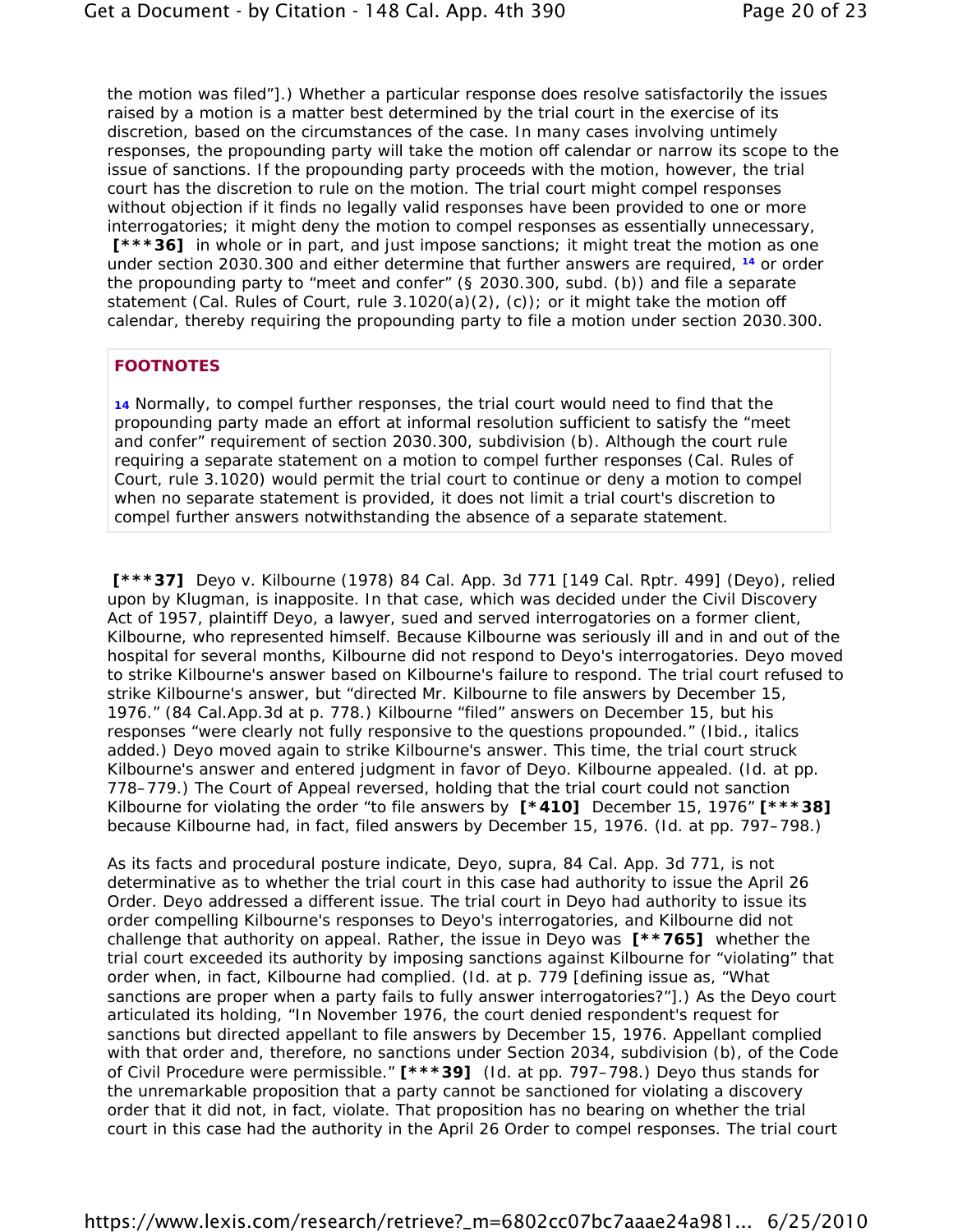the motion was filed"].) Whether a particular response does resolve satisfactorily the issues raised by a motion is a matter best determined by the trial court in the exercise of its discretion, based on the circumstances of the case. In many cases involving untimely responses, the propounding party will take the motion off calendar or narrow its scope to the issue of sanctions. If the propounding party proceeds with the motion, however, the trial court has the discretion to rule on the motion. The trial court might compel responses without objection if it finds no legally valid responses have been provided to one or more interrogatories; it might deny the motion to compel responses as essentially unnecessary, **[***36]** in whole or in part, and just impose sanctions; it might treat the motion as one under section 2030.300 and either determine that further answers are required, [14] or order the propounding party to "meet and confer" (§ 2030.300, subd. (b)) and file a separate statement (Cal. Rules of Court, rule 3.1020(a)(2), (c)); or it might take the motion off calendar, thereby requiring the propounding party to file a motion under section 2030.300.

**FOOTNOTES**

[14] Normally, to compel further responses, the trial court would need to find that the propounding party made an effort at informal resolution sufficient to satisfy the "meet and confer" requirement of section 2030.300, subdivision (b). Although the court rule requiring a separate statement on a motion to compel further responses (Cal. Rules of Court, rule 3.1020) would permit the trial court to continue or deny a motion to compel when no separate statement is provided, it does not limit a trial court's discretion to compel further answers notwithstanding the absence of a separate statement.

**[***37]** Deyo v. Kilbourne (1978) 84 Cal. App. 3d 771 [149 Cal. Rptr. 499] (Deyo), relied upon by Klugman, is inapposite. In that case, which was decided under the Civil Discovery Act of 1957, plaintiff Deyo, a lawyer, sued and served interrogatories on a former client, Kilbourne, who represented himself. Because Kilbourne was seriously ill and in and out of the hospital for several months, Kilbourne did not respond to Deyo's interrogatories. Deyo moved to strike Kilbourne's answer based on Kilbourne's failure to respond. The trial court refused to strike Kilbourne's answer, but "directed Mr. Kilbourne to file answers by December 15, 1976." (84 Cal.App.3d at p. 778.) Kilbourne "filed" answers on December 15, but his responses "were clearly not fully responsive to the questions propounded." (Ibid., italics added.) Deyo moved again to strike Kilbourne's answer. This time, the trial court struck Kilbourne's answer and entered judgment in favor of Deyo. Kilbourne appealed. (Id. at pp. 778–779.) The Court of Appeal reversed, holding that the trial court could not sanction Kilbourne for violating the order "to file answers by **[*410]** December 15, 1976" **[***38]** because Kilbourne had, in fact, filed answers by December 15, 1976. (Id. at pp. 797–798.)

As its facts and procedural posture indicate, Deyo, supra, 84 Cal. App. 3d 771, is not determinative as to whether the trial court in this case had authority to issue the April 26 Order. Deyo addressed a different issue. The trial court in Deyo had authority to issue its order compelling Kilbourne's responses to Deyo's interrogatories, and Kilbourne did not challenge that authority on appeal. Rather, the issue in Deyo was **[**765]** whether the trial court exceeded its authority by imposing sanctions against Kilbourne for "violating" that order when, in fact, Kilbourne had complied. (Id. at p. 779 [defining issue as, "What sanctions are proper when a party fails to fully answer interrogatories?"].) As the Deyo court articulated its holding, "In November 1976, the court denied respondent's request for sanctions but directed appellant to file answers by December 15, 1976. Appellant complied with that order and, therefore, no sanctions under Section 2034, subdivision (b), of the Code of Civil Procedure were permissible." **[***39]** (Id. at pp. 797–798.) Deyo thus stands for the unremarkable proposition that a party cannot be sanctioned for violating a discovery order that it did not, in fact, violate. That proposition has no bearing on whether the trial court in this case had the authority in the April 26 Order to compel responses. The trial court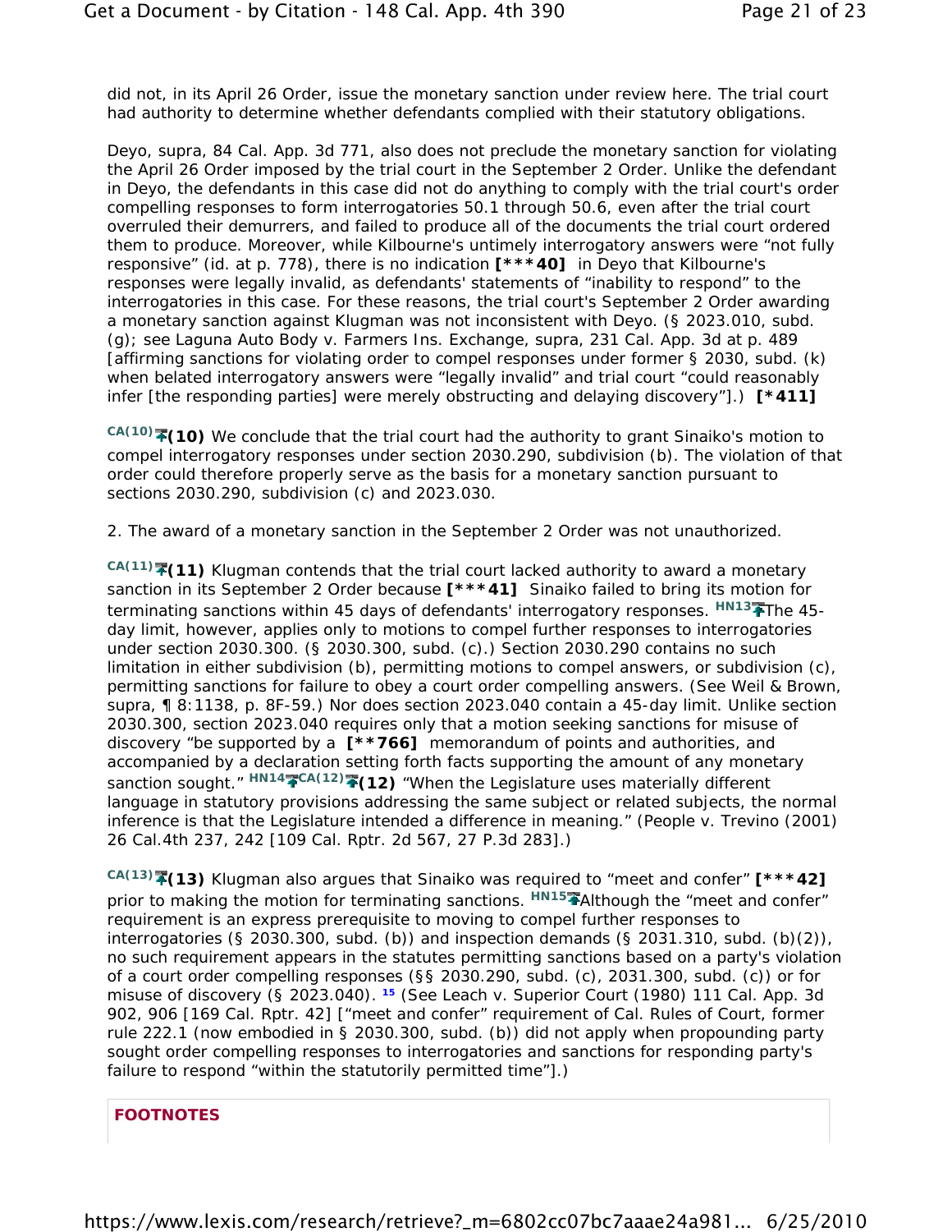did not, in its April 26 Order, issue the monetary sanction under review here. The trial court had authority to determine whether defendants complied with their statutory obligations.

Deyo, supra, 84 Cal. App. 3d 771, also does not preclude the monetary sanction for violating the April 26 Order imposed by the trial court in the September 2 Order. Unlike the defendant in Deyo, the defendants in this case did not do anything to comply with the trial court's order compelling responses to form interrogatories 50.1 through 50.6, even after the trial court overruled their demurrers, and failed to produce all of the documents the trial court ordered them to produce. Moreover, while Kilbourne's untimely interrogatory answers were "not fully responsive" (id. at p. 778), there is no indication **[***40]** in Deyo that Kilbourne's responses were legally invalid, as defendants' statements of "inability to respond" to the interrogatories in this case. For these reasons, the trial court's September 2 Order awarding a monetary sanction against Klugman was not inconsistent with Deyo. (§ 2023.010, subd. (g); see Laguna Auto Body v. Farmers Ins. Exchange, supra, 231 Cal. App. 3d at p. 489 [affirming sanctions for violating order to compel responses under former § 2030, subd. (k) when belated interrogatory answers were "legally invalid" and trial court "could reasonably infer [the responding parties] were merely obstructing and delaying discovery"].) **[*411]**

CA(10) **(10)** We conclude that the trial court had the authority to grant Sinaiko's motion to compel interrogatory responses under section 2030.290, subdivision (b). The violation of that order could therefore properly serve as the basis for a monetary sanction pursuant to sections 2030.290, subdivision (c) and 2023.030.

2. The award of a monetary sanction in the September 2 Order was not unauthorized.

CA(11) **(11)** Klugman contends that the trial court lacked authority to award a monetary sanction in its September 2 Order because **[***41]** Sinaiko failed to bring its motion for terminating sanctions within 45 days of defendants' interrogatory responses. HN13 The 45-day limit, however, applies only to motions to compel further responses to interrogatories under section 2030.300. (§ 2030.300, subd. (c).) Section 2030.290 contains no such limitation in either subdivision (b), permitting motions to compel answers, or subdivision (c), permitting sanctions for failure to obey a court order compelling answers. (See Weil & Brown, supra, ¶ 8:1138, p. 8F-59.) Nor does section 2023.040 contain a 45-day limit. Unlike section 2030.300, section 2023.040 requires only that a motion seeking sanctions for misuse of discovery "be supported by a **[**766]** memorandum of points and authorities, and accompanied by a declaration setting forth facts supporting the amount of any monetary sanction sought." HN14 CA(12) **(12)** "When the Legislature uses materially different language in statutory provisions addressing the same subject or related subjects, the normal inference is that the Legislature intended a difference in meaning." (People v. Trevino (2001) 26 Cal.4th 237, 242 [109 Cal. Rptr. 2d 567, 27 P.3d 283].)

CA(13) **(13)** Klugman also argues that Sinaiko was required to "meet and confer" **[***42]** prior to making the motion for terminating sanctions. HN15 Although the "meet and confer" requirement is an express prerequisite to moving to compel further responses to interrogatories (§ 2030.300, subd. (b)) and inspection demands (§ 2031.310, subd. (b)(2)), no such requirement appears in the statutes permitting sanctions based on a party's violation of a court order compelling responses (§§ 2030.290, subd. (c), 2031.300, subd. (c)) or for misuse of discovery (§ 2023.040). [15] (See Leach v. Superior Court (1980) 111 Cal. App. 3d 902, 906 [169 Cal. Rptr. 42] ["meet and confer" requirement of Cal. Rules of Court, former rule 222.1 (now embodied in § 2030.300, subd. (b)) did not apply when propounding party sought order compelling responses to interrogatories and sanctions for responding party's failure to respond "within the statutorily permitted time"].)

**FOOTNOTES**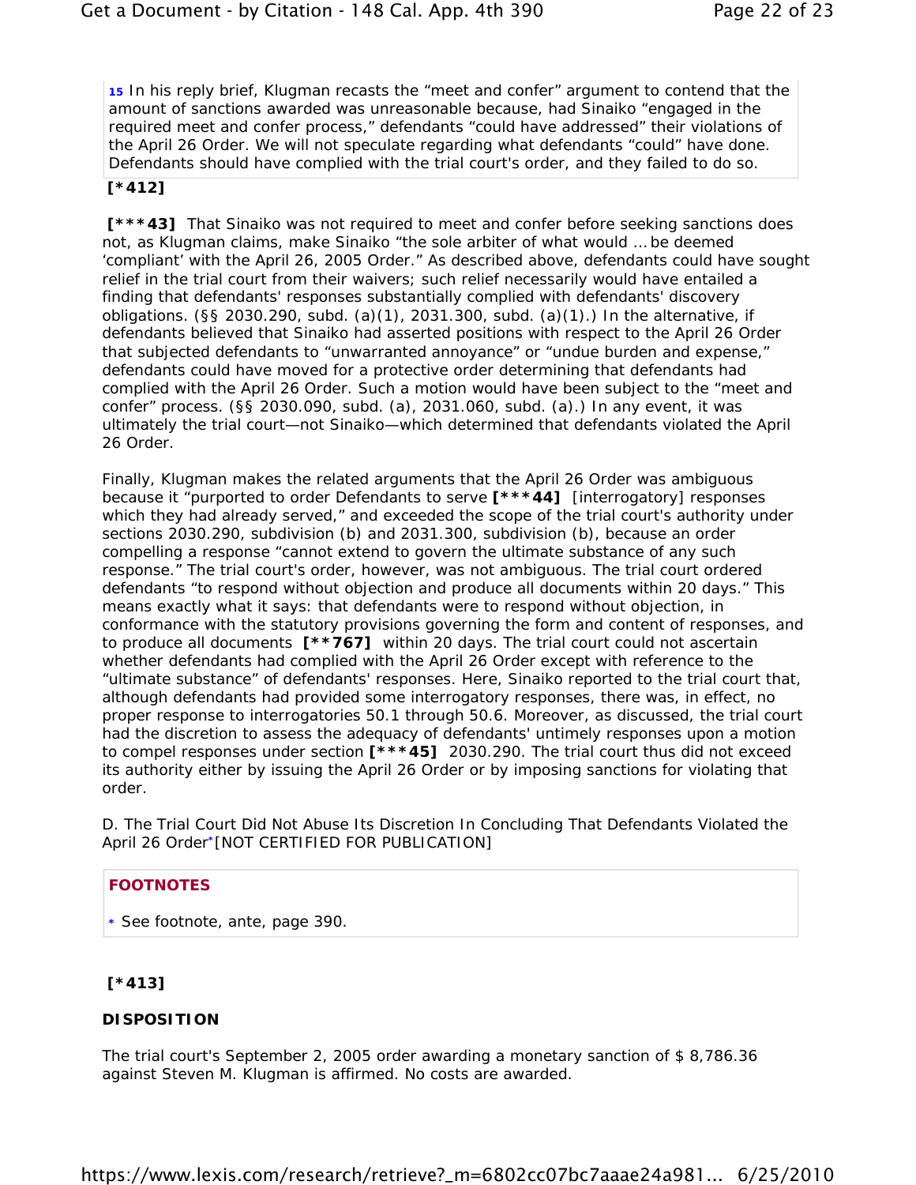15 In his reply brief, Klugman recasts the “meet and confer” argument to contend that the amount of sanctions awarded was unreasonable because, had Sinaiko “engaged in the required meet and confer process,” defendants “could have addressed” their violations of the April 26 Order. We will not speculate regarding what defendants “could” have done. Defendants should have complied with the trial court's order, and they failed to do so.

**[*412]**

**[***43]** That Sinaiko was not required to meet and confer before seeking sanctions does not, as Klugman claims, make Sinaiko “the sole arbiter of what would ... be deemed ‘compliant’ with the April 26, 2005 Order.” As described above, defendants could have sought relief in the trial court from their waivers; such relief necessarily would have entailed a finding that defendants' responses substantially complied with defendants' discovery obligations. (§§ 2030.290, subd. (a)(1), 2031.300, subd. (a)(1).) In the alternative, if defendants believed that Sinaiko had asserted positions with respect to the April 26 Order that subjected defendants to “unwarranted annoyance” or “undue burden and expense,” defendants could have moved for a protective order determining that defendants had complied with the April 26 Order. Such a motion would have been subject to the “meet and confer” process. (§§ 2030.090, subd. (a), 2031.060, subd. (a).) In any event, it was ultimately the trial court—not Sinaiko—which determined that defendants violated the April 26 Order.

Finally, Klugman makes the related arguments that the April 26 Order was ambiguous because it “purported to order Defendants to serve **[***44]** [interrogatory] responses which they had already served,” and exceeded the scope of the trial court's authority under sections 2030.290, subdivision (b) and 2031.300, subdivision (b), because an order compelling a response “cannot extend to govern the ultimate substance of any such response.” The trial court's order, however, was not ambiguous. The trial court ordered defendants “to respond without objection and produce all documents within 20 days.” This means exactly what it says: that defendants were to respond without objection, in conformance with the statutory provisions governing the form and content of responses, and to produce all documents **[**767]** within 20 days. The trial court could not ascertain whether defendants had complied with the April 26 Order except with reference to the “ultimate substance” of defendants' responses. Here, Sinaiko reported to the trial court that, although defendants had provided some interrogatory responses, there was, in effect, no proper response to interrogatories 50.1 through 50.6. Moreover, as discussed, the trial court had the discretion to assess the adequacy of defendants' untimely responses upon a motion to compel responses under section **[***45]** 2030.290. The trial court thus did not exceed its authority either by issuing the April 26 Order or by imposing sanctions for violating that order.

D. The Trial Court Did Not Abuse Its Discretion In Concluding That Defendants Violated the April 26 Order* [NOT CERTIFIED FOR PUBLICATION]

**FOOTNOTES**

* See footnote, ante, page 390.

**[*413]**

**DISPOSITION**

The trial court's September 2, 2005 order awarding a monetary sanction of $ 8,786.36 against Steven M. Klugman is affirmed. No costs are awarded.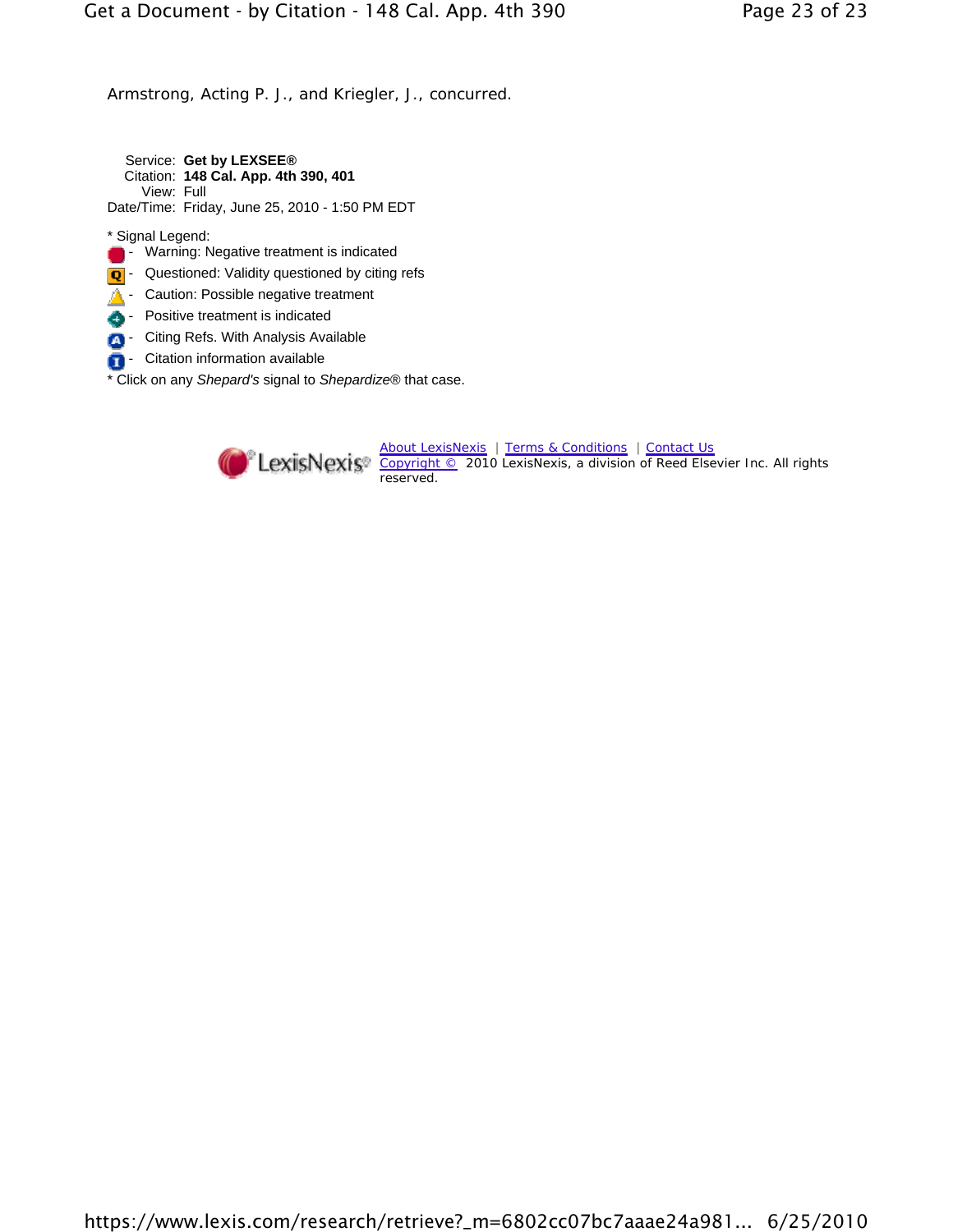Armstrong, Acting P. J., and Kriegler, J., concurred.

Service: **Get by LEXSEE®**
Citation: **148 Cal. App. 4th 390, 401**
View: Full
Date/Time: Friday, June 25, 2010 - 1:50 PM EDT

* Signal Legend:

- Warning: Negative treatment is indicated
- Questioned: Validity questioned by citing refs
- Caution: Possible negative treatment
- Positive treatment is indicated
- Citing Refs. With Analysis Available
- Citation information available

* Click on any *Shepard's* signal to *Shepardize®* that case.

About LexisNexis | Terms & Conditions | Contact Us
Copyright © 2010 LexisNexis, a division of Reed Elsevier Inc. All rights reserved.